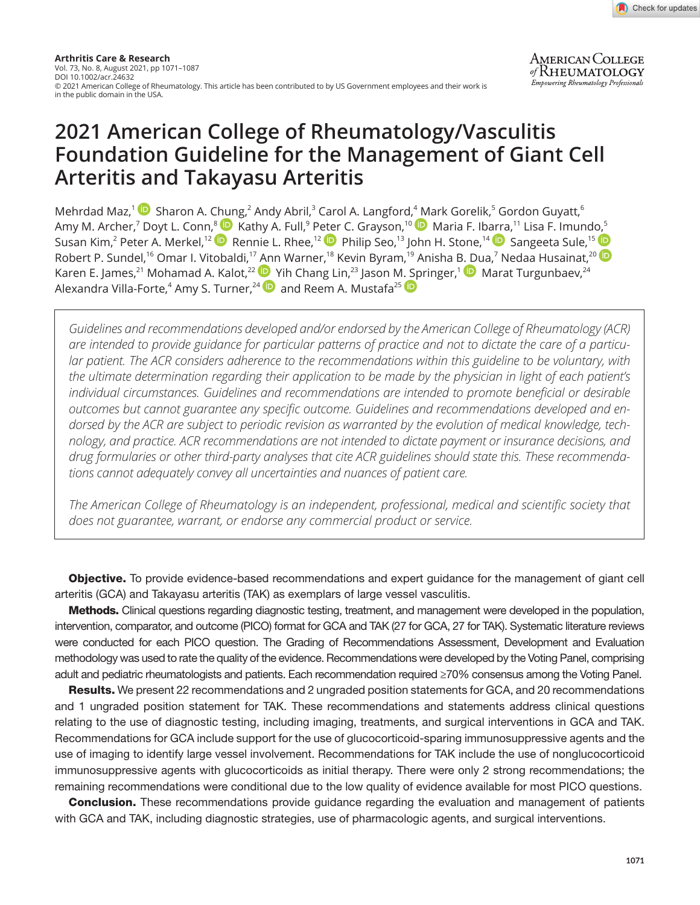Arthritis Care & Research
Vol. 73, No. 8, August 2021, pp 1071–1087
DOI 10.1002/acr.24632
© 2021 American College of Rheumatology. This article has been contributed to by US Government employees and their work is in the public domain in the USA.

# 2021 American College of Rheumatology/Vasculitis Foundation Guideline for the Management of Giant Cell Arteritis and Takayasu Arteritis

Mehrdad Maz,[1] Sharon A. Chung,[2] Andy Abril,[3] Carol A. Langford,[4] Mark Gorelik,[5] Gordon Guyatt,[6] Amy M. Archer,[7] Doyt L. Conn,[8] Kathy A. Full,[9] Peter C. Grayson,[10] Maria F. Ibarra,[11] Lisa F. Imundo,[5] Susan Kim,[2] Peter A. Merkel,[12] Rennie L. Rhee,[12] Philip Seo,[13] John H. Stone,[14] Sangeeta Sule,[15] Robert P. Sundel,[16] Omar I. Vitobaldi,[17] Ann Warner,[18] Kevin Byram,[19] Anisha B. Dua,[7] Nedaa Husainat,[20] Karen E. James,[21] Mohamad A. Kalot,[22] Yih Chang Lin,[23] Jason M. Springer,[1] Marat Turgunbaev,[24] Alexandra Villa-Forte,[4] Amy S. Turner,[24] and Reem A. Mustafa[25]

*Guidelines and recommendations developed and/or endorsed by the American College of Rheumatology (ACR) are intended to provide guidance for particular patterns of practice and not to dictate the care of a particular patient. The ACR considers adherence to the recommendations within this guideline to be voluntary, with the ultimate determination regarding their application to be made by the physician in light of each patient's individual circumstances. Guidelines and recommendations are intended to promote beneficial or desirable outcomes but cannot guarantee any specific outcome. Guidelines and recommendations developed and endorsed by the ACR are subject to periodic revision as warranted by the evolution of medical knowledge, technology, and practice. ACR recommendations are not intended to dictate payment or insurance decisions, and drug formularies or other third-party analyses that cite ACR guidelines should state this. These recommendations cannot adequately convey all uncertainties and nuances of patient care.*

*The American College of Rheumatology is an independent, professional, medical and scientific society that does not guarantee, warrant, or endorse any commercial product or service.*

**Objective.** To provide evidence-based recommendations and expert guidance for the management of giant cell arteritis (GCA) and Takayasu arteritis (TAK) as exemplars of large vessel vasculitis.

**Methods.** Clinical questions regarding diagnostic testing, treatment, and management were developed in the population, intervention, comparator, and outcome (PICO) format for GCA and TAK (27 for GCA, 27 for TAK). Systematic literature reviews were conducted for each PICO question. The Grading of Recommendations Assessment, Development and Evaluation methodology was used to rate the quality of the evidence. Recommendations were developed by the Voting Panel, comprising adult and pediatric rheumatologists and patients. Each recommendation required ≥70% consensus among the Voting Panel.

**Results.** We present 22 recommendations and 2 ungraded position statements for GCA, and 20 recommendations and 1 ungraded position statement for TAK. These recommendations and statements address clinical questions relating to the use of diagnostic testing, including imaging, treatments, and surgical interventions in GCA and TAK. Recommendations for GCA include support for the use of glucocorticoid-sparing immunosuppressive agents and the use of imaging to identify large vessel involvement. Recommendations for TAK include the use of nonglucocorticoid immunosuppressive agents with glucocorticoids as initial therapy. There were only 2 strong recommendations; the remaining recommendations were conditional due to the low quality of evidence available for most PICO questions.

**Conclusion.** These recommendations provide guidance regarding the evaluation and management of patients with GCA and TAK, including diagnostic strategies, use of pharmacologic agents, and surgical interventions.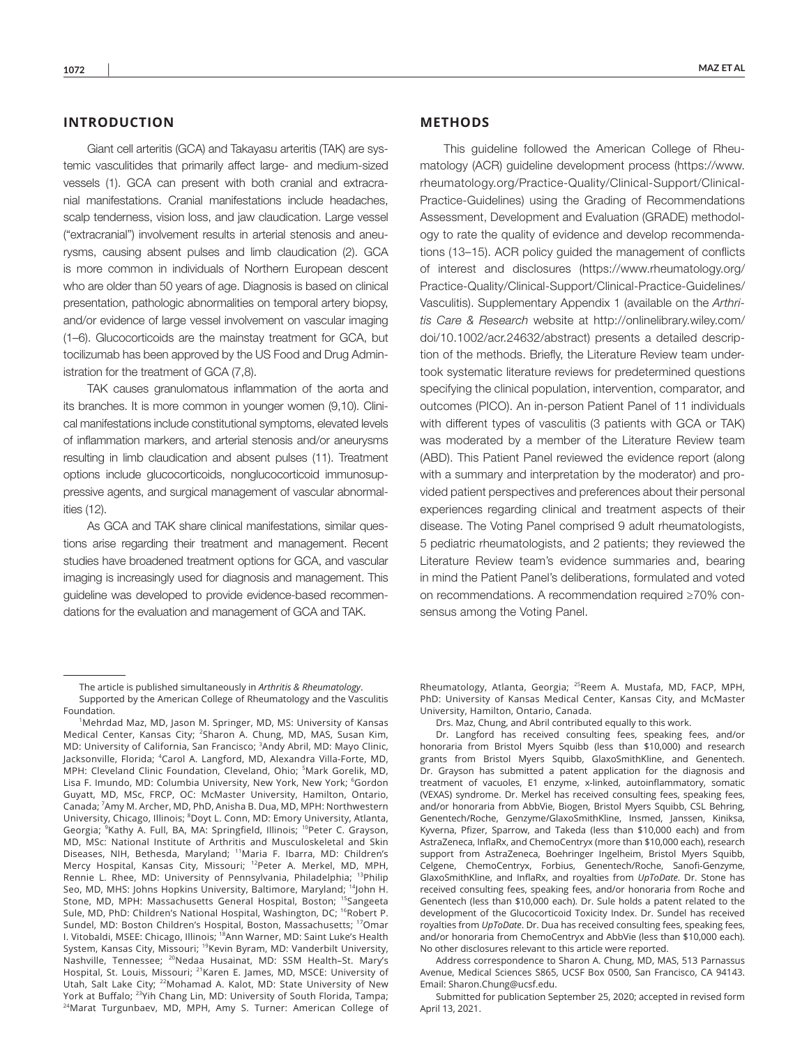## INTRODUCTION

Giant cell arteritis (GCA) and Takayasu arteritis (TAK) are systemic vasculitides that primarily affect large- and medium-sized vessels (1). GCA can present with both cranial and extracranial manifestations. Cranial manifestations include headaches, scalp tenderness, vision loss, and jaw claudication. Large vessel ("extracranial") involvement results in arterial stenosis and aneurysms, causing absent pulses and limb claudication (2). GCA is more common in individuals of Northern European descent who are older than 50 years of age. Diagnosis is based on clinical presentation, pathologic abnormalities on temporal artery biopsy, and/or evidence of large vessel involvement on vascular imaging (1–6). Glucocorticoids are the mainstay treatment for GCA, but tocilizumab has been approved by the US Food and Drug Administration for the treatment of GCA (7,8).

TAK causes granulomatous inflammation of the aorta and its branches. It is more common in younger women (9,10). Clinical manifestations include constitutional symptoms, elevated levels of inflammation markers, and arterial stenosis and/or aneurysms resulting in limb claudication and absent pulses (11). Treatment options include glucocorticoids, nonglucocorticoid immunosuppressive agents, and surgical management of vascular abnormalities (12).

As GCA and TAK share clinical manifestations, similar questions arise regarding their treatment and management. Recent studies have broadened treatment options for GCA, and vascular imaging is increasingly used for diagnosis and management. This guideline was developed to provide evidence-based recommendations for the evaluation and management of GCA and TAK.

## METHODS

This guideline followed the American College of Rheumatology (ACR) guideline development process (https://www.rheumatology.org/Practice-Quality/Clinical-Support/Clinical-Practice-Guidelines) using the Grading of Recommendations Assessment, Development and Evaluation (GRADE) methodology to rate the quality of evidence and develop recommendations (13–15). ACR policy guided the management of conflicts of interest and disclosures (https://www.rheumatology.org/Practice-Quality/Clinical-Support/Clinical-Practice-Guidelines/Vasculitis). Supplementary Appendix 1 (available on the *Arthritis Care & Research* website at http://onlinelibrary.wiley.com/doi/10.1002/acr.24632/abstract) presents a detailed description of the methods. Briefly, the Literature Review team undertook systematic literature reviews for predetermined questions specifying the clinical population, intervention, comparator, and outcomes (PICO). An in-person Patient Panel of 11 individuals with different types of vasculitis (3 patients with GCA or TAK) was moderated by a member of the Literature Review team (ABD). This Patient Panel reviewed the evidence report (along with a summary and interpretation by the moderator) and provided patient perspectives and preferences about their personal experiences regarding clinical and treatment aspects of their disease. The Voting Panel comprised 9 adult rheumatologists, 5 pediatric rheumatologists, and 2 patients; they reviewed the Literature Review team's evidence summaries and, bearing in mind the Patient Panel's deliberations, formulated and voted on recommendations. A recommendation required ≥70% consensus among the Voting Panel.

---

The article is published simultaneously in *Arthritis & Rheumatology*.

Supported by the American College of Rheumatology and the Vasculitis Foundation.

[1]Mehrdad Maz, MD, Jason M. Springer, MD, MS: University of Kansas Medical Center, Kansas City; [2]Sharon A. Chung, MD, MAS, Susan Kim, MD: University of California, San Francisco; [3]Andy Abril, MD: Mayo Clinic, Jacksonville, Florida; [4]Carol A. Langford, MD, Alexandra Villa-Forte, MD, MPH: Cleveland Clinic Foundation, Cleveland, Ohio; [5]Mark Gorelik, MD, Lisa F. Imundo, MD: Columbia University, New York, New York; [6]Gordon Guyatt, MD, MSc, FRCP, OC: McMaster University, Hamilton, Ontario, Canada; [7]Amy M. Archer, MD, PhD, Anisha B. Dua, MD, MPH: Northwestern University, Chicago, Illinois; [8]Doyt L. Conn, MD: Emory University, Atlanta, Georgia; [9]Kathy A. Full, BA, MA: Springfield, Illinois; [10]Peter C. Grayson, MD, MSc: National Institute of Arthritis and Musculoskeletal and Skin Diseases, NIH, Bethesda, Maryland; [11]Maria F. Ibarra, MD: Children's Mercy Hospital, Kansas City, Missouri; [12]Peter A. Merkel, MD, MPH, Rennie L. Rhee, MD: University of Pennsylvania, Philadelphia; [13]Philip Seo, MD, MHS: Johns Hopkins University, Baltimore, Maryland; [14]John H. Stone, MD, MPH: Massachusetts General Hospital, Boston; [15]Sangeeta Sule, MD, PhD: Children's National Hospital, Washington, DC; [16]Robert P. Sundel, MD: Boston Children's Hospital, Boston, Massachusetts; [17]Omar I. Vitobaldi, MSEE: Chicago, Illinois; [18]Ann Warner, MD: Saint Luke's Health System, Kansas City, Missouri; [19]Kevin Byram, MD: Vanderbilt University, Nashville, Tennessee; [20]Nedaa Husainat, MD: SSM Health–St. Mary's Hospital, St. Louis, Missouri; [21]Karen E. James, MD, MSCE: University of Utah, Salt Lake City; [22]Mohamad A. Kalot, MD: State University of New York at Buffalo; [23]Yih Chang Lin, MD: University of South Florida, Tampa; [24]Marat Turgunbaev, MD, MPH, Amy S. Turner: American College of Rheumatology, Atlanta, Georgia; [25]Reem A. Mustafa, MD, FACP, MPH, PhD: University of Kansas Medical Center, Kansas City, and McMaster University, Hamilton, Ontario, Canada.

Drs. Maz, Chung, and Abril contributed equally to this work.

Dr. Langford has received consulting fees, speaking fees, and/or honoraria from Bristol Myers Squibb (less than $10,000) and research grants from Bristol Myers Squibb, GlaxoSmithKline, and Genentech. Dr. Grayson has submitted a patent application for the diagnosis and treatment of vacuoles, E1 enzyme, x-linked, autoinflammatory, somatic (VEXAS) syndrome. Dr. Merkel has received consulting fees, speaking fees, and/or honoraria from AbbVie, Biogen, Bristol Myers Squibb, CSL Behring, Genentech/Roche, Genzyme/GlaxoSmithKline, Insmed, Janssen, Kiniksa, Kyverna, Pfizer, Sparrow, and Takeda (less than $10,000 each) and from AstraZeneca, InflaRx, and ChemoCentryx (more than $10,000 each), research support from AstraZeneca, Boehringer Ingelheim, Bristol Myers Squibb, Celgene, ChemoCentryx, Forbius, Genentech/Roche, Sanofi-Genzyme, GlaxoSmithKline, and InflaRx, and royalties from *UpToDate*. Dr. Stone has received consulting fees, speaking fees, and/or honoraria from Roche and Genentech (less than $10,000 each). Dr. Sule holds a patent related to the development of the Glucocorticoid Toxicity Index. Dr. Sundel has received royalties from *UpToDate*. Dr. Dua has received consulting fees, speaking fees, and/or honoraria from ChemoCentryx and AbbVie (less than $10,000 each). No other disclosures relevant to this article were reported.

Address correspondence to Sharon A. Chung, MD, MAS, 513 Parnassus Avenue, Medical Sciences S865, UCSF Box 0500, San Francisco, CA 94143. Email: Sharon.Chung@ucsf.edu.

Submitted for publication September 25, 2020; accepted in revised form April 13, 2021.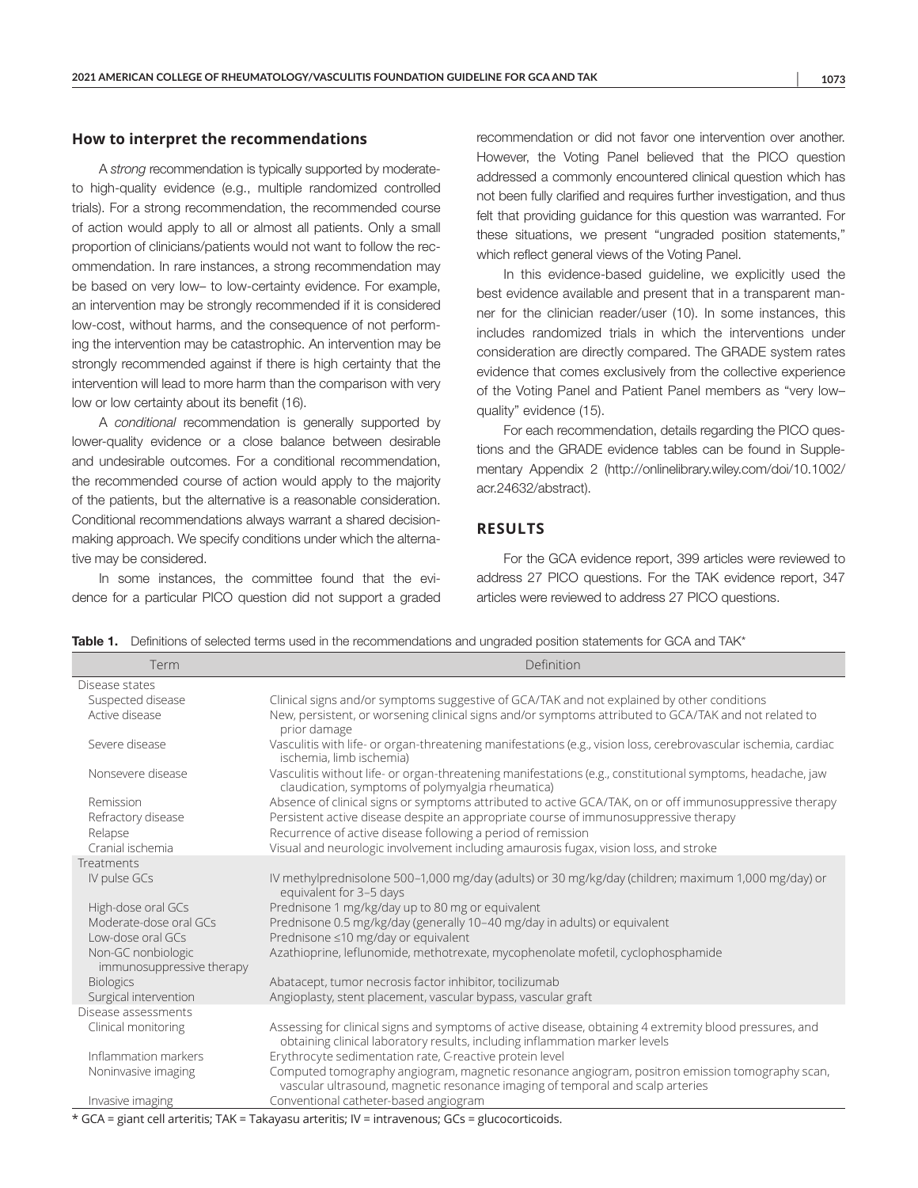### How to interpret the recommendations

A *strong* recommendation is typically supported by moderate-to high-quality evidence (e.g., multiple randomized controlled trials). For a strong recommendation, the recommended course of action would apply to all or almost all patients. Only a small proportion of clinicians/patients would not want to follow the recommendation. In rare instances, a strong recommendation may be based on very low– to low-certainty evidence. For example, an intervention may be strongly recommended if it is considered low-cost, without harms, and the consequence of not performing the intervention may be catastrophic. An intervention may be strongly recommended against if there is high certainty that the intervention will lead to more harm than the comparison with very low or low certainty about its benefit (16).

A *conditional* recommendation is generally supported by lower-quality evidence or a close balance between desirable and undesirable outcomes. For a conditional recommendation, the recommended course of action would apply to the majority of the patients, but the alternative is a reasonable consideration. Conditional recommendations always warrant a shared decision-making approach. We specify conditions under which the alternative may be considered.

In some instances, the committee found that the evidence for a particular PICO question did not support a graded recommendation or did not favor one intervention over another. However, the Voting Panel believed that the PICO question addressed a commonly encountered clinical question which has not been fully clarified and requires further investigation, and thus felt that providing guidance for this question was warranted. For these situations, we present "ungraded position statements," which reflect general views of the Voting Panel.

In this evidence-based guideline, we explicitly used the best evidence available and present that in a transparent manner for the clinician reader/user (10). In some instances, this includes randomized trials in which the interventions under consideration are directly compared. The GRADE system rates evidence that comes exclusively from the collective experience of the Voting Panel and Patient Panel members as "very low–quality" evidence (15).

For each recommendation, details regarding the PICO questions and the GRADE evidence tables can be found in Supplementary Appendix 2 (http://onlinelibrary.wiley.com/doi/10.1002/acr.24632/abstract).

## RESULTS

For the GCA evidence report, 399 articles were reviewed to address 27 PICO questions. For the TAK evidence report, 347 articles were reviewed to address 27 PICO questions.

**Table 1.** Definitions of selected terms used in the recommendations and ungraded position statements for GCA and TAK*

| Term | Definition |
|---|---|
| Disease states | |
| Suspected disease | Clinical signs and/or symptoms suggestive of GCA/TAK and not explained by other conditions |
| Active disease | New, persistent, or worsening clinical signs and/or symptoms attributed to GCA/TAK and not related to prior damage |
| Severe disease | Vasculitis with life- or organ-threatening manifestations (e.g., vision loss, cerebrovascular ischemia, cardiac ischemia, limb ischemia) |
| Nonsevere disease | Vasculitis without life- or organ-threatening manifestations (e.g., constitutional symptoms, headache, jaw claudication, symptoms of polymyalgia rheumatica) |
| Remission | Absence of clinical signs or symptoms attributed to active GCA/TAK, on or off immunosuppressive therapy |
| Refractory disease | Persistent active disease despite an appropriate course of immunosuppressive therapy |
| Relapse | Recurrence of active disease following a period of remission |
| Cranial ischemia | Visual and neurologic involvement including amaurosis fugax, vision loss, and stroke |
| Treatments | |
| IV pulse GCs | IV methylprednisolone 500–1,000 mg/day (adults) or 30 mg/kg/day (children; maximum 1,000 mg/day) or equivalent for 3–5 days |
| High-dose oral GCs | Prednisone 1 mg/kg/day up to 80 mg or equivalent |
| Moderate-dose oral GCs | Prednisone 0.5 mg/kg/day (generally 10–40 mg/day in adults) or equivalent |
| Low-dose oral GCs | Prednisone ≤10 mg/day or equivalent |
| Non-GC nonbiologic immunosuppressive therapy | Azathioprine, leflunomide, methotrexate, mycophenolate mofetil, cyclophosphamide |
| Biologics | Abatacept, tumor necrosis factor inhibitor, tocilizumab |
| Surgical intervention | Angioplasty, stent placement, vascular bypass, vascular graft |
| Disease assessments | |
| Clinical monitoring | Assessing for clinical signs and symptoms of active disease, obtaining 4 extremity blood pressures, and obtaining clinical laboratory results, including inflammation marker levels |
| Inflammation markers | Erythrocyte sedimentation rate, C-reactive protein level |
| Noninvasive imaging | Computed tomography angiogram, magnetic resonance angiogram, positron emission tomography scan, vascular ultrasound, magnetic resonance imaging of temporal and scalp arteries |
| Invasive imaging | Conventional catheter-based angiogram |

\* GCA = giant cell arteritis; TAK = Takayasu arteritis; IV = intravenous; GCs = glucocorticoids.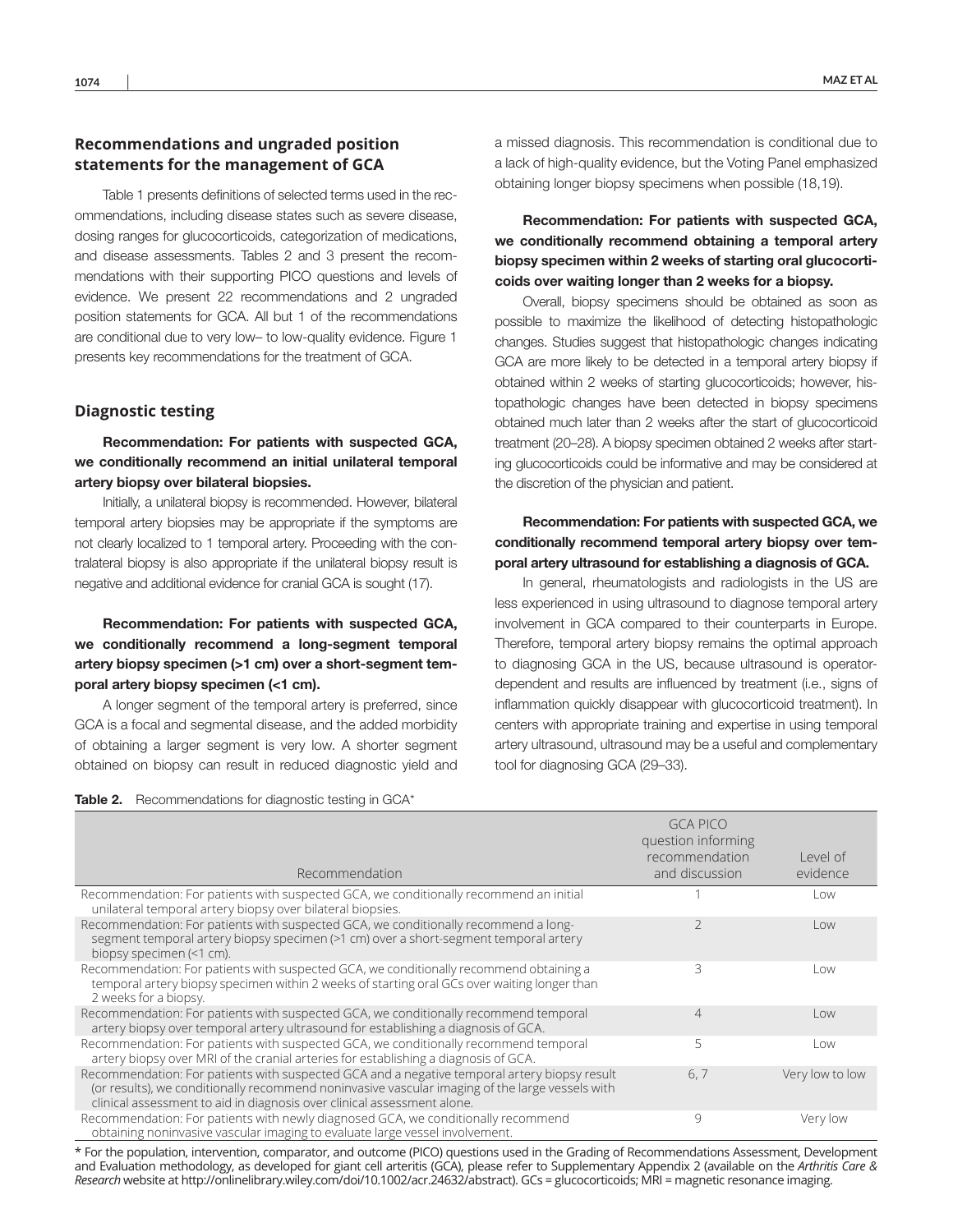## Recommendations and ungraded position statements for the management of GCA

Table 1 presents definitions of selected terms used in the recommendations, including disease states such as severe disease, dosing ranges for glucocorticoids, categorization of medications, and disease assessments. Tables 2 and 3 present the recommendations with their supporting PICO questions and levels of evidence. We present 22 recommendations and 2 ungraded position statements for GCA. All but 1 of the recommendations are conditional due to very low– to low-quality evidence. Figure 1 presents key recommendations for the treatment of GCA.

## Diagnostic testing

**Recommendation: For patients with suspected GCA, we conditionally recommend an initial unilateral temporal artery biopsy over bilateral biopsies.**

Initially, a unilateral biopsy is recommended. However, bilateral temporal artery biopsies may be appropriate if the symptoms are not clearly localized to 1 temporal artery. Proceeding with the contralateral biopsy is also appropriate if the unilateral biopsy result is negative and additional evidence for cranial GCA is sought (17).

**Recommendation: For patients with suspected GCA, we conditionally recommend a long-segment temporal artery biopsy specimen (>1 cm) over a short-segment temporal artery biopsy specimen (<1 cm).**

A longer segment of the temporal artery is preferred, since GCA is a focal and segmental disease, and the added morbidity of obtaining a larger segment is very low. A shorter segment obtained on biopsy can result in reduced diagnostic yield and a missed diagnosis. This recommendation is conditional due to a lack of high-quality evidence, but the Voting Panel emphasized obtaining longer biopsy specimens when possible (18,19).

**Recommendation: For patients with suspected GCA, we conditionally recommend obtaining a temporal artery biopsy specimen within 2 weeks of starting oral glucocorticoids over waiting longer than 2 weeks for a biopsy.**

Overall, biopsy specimens should be obtained as soon as possible to maximize the likelihood of detecting histopathologic changes. Studies suggest that histopathologic changes indicating GCA are more likely to be detected in a temporal artery biopsy if obtained within 2 weeks of starting glucocorticoids; however, histopathologic changes have been detected in biopsy specimens obtained much later than 2 weeks after the start of glucocorticoid treatment (20–28). A biopsy specimen obtained 2 weeks after starting glucocorticoids could be informative and may be considered at the discretion of the physician and patient.

**Recommendation: For patients with suspected GCA, we conditionally recommend temporal artery biopsy over temporal artery ultrasound for establishing a diagnosis of GCA.**

In general, rheumatologists and radiologists in the US are less experienced in using ultrasound to diagnose temporal artery involvement in GCA compared to their counterparts in Europe. Therefore, temporal artery biopsy remains the optimal approach to diagnosing GCA in the US, because ultrasound is operator-dependent and results are influenced by treatment (i.e., signs of inflammation quickly disappear with glucocorticoid treatment). In centers with appropriate training and expertise in using temporal artery ultrasound, ultrasound may be a useful and complementary tool for diagnosing GCA (29–33).

**Table 2.** Recommendations for diagnostic testing in GCA*

| Recommendation | GCA PICO question informing recommendation and discussion | Level of evidence |
|---|---|---|
| Recommendation: For patients with suspected GCA, we conditionally recommend an initial unilateral temporal artery biopsy over bilateral biopsies. | 1 | Low |
| Recommendation: For patients with suspected GCA, we conditionally recommend a long-segment temporal artery biopsy specimen (>1 cm) over a short-segment temporal artery biopsy specimen (<1 cm). | 2 | Low |
| Recommendation: For patients with suspected GCA, we conditionally recommend obtaining a temporal artery biopsy specimen within 2 weeks of starting oral GCs over waiting longer than 2 weeks for a biopsy. | 3 | Low |
| Recommendation: For patients with suspected GCA, we conditionally recommend temporal artery biopsy over temporal artery ultrasound for establishing a diagnosis of GCA. | 4 | Low |
| Recommendation: For patients with suspected GCA, we conditionally recommend temporal artery biopsy over MRI of the cranial arteries for establishing a diagnosis of GCA. | 5 | Low |
| Recommendation: For patients with suspected GCA and a negative temporal artery biopsy result (or results), we conditionally recommend noninvasive vascular imaging of the large vessels with clinical assessment to aid in diagnosis over clinical assessment alone. | 6, 7 | Very low to low |
| Recommendation: For patients with newly diagnosed GCA, we conditionally recommend obtaining noninvasive vascular imaging to evaluate large vessel involvement. | 9 | Very low |

* For the population, intervention, comparator, and outcome (PICO) questions used in the Grading of Recommendations Assessment, Development and Evaluation methodology, as developed for giant cell arteritis (GCA), please refer to Supplementary Appendix 2 (available on the *Arthritis Care & Research* website at http://onlinelibrary.wiley.com/doi/10.1002/acr.24632/abstract). GCs = glucocorticoids; MRI = magnetic resonance imaging.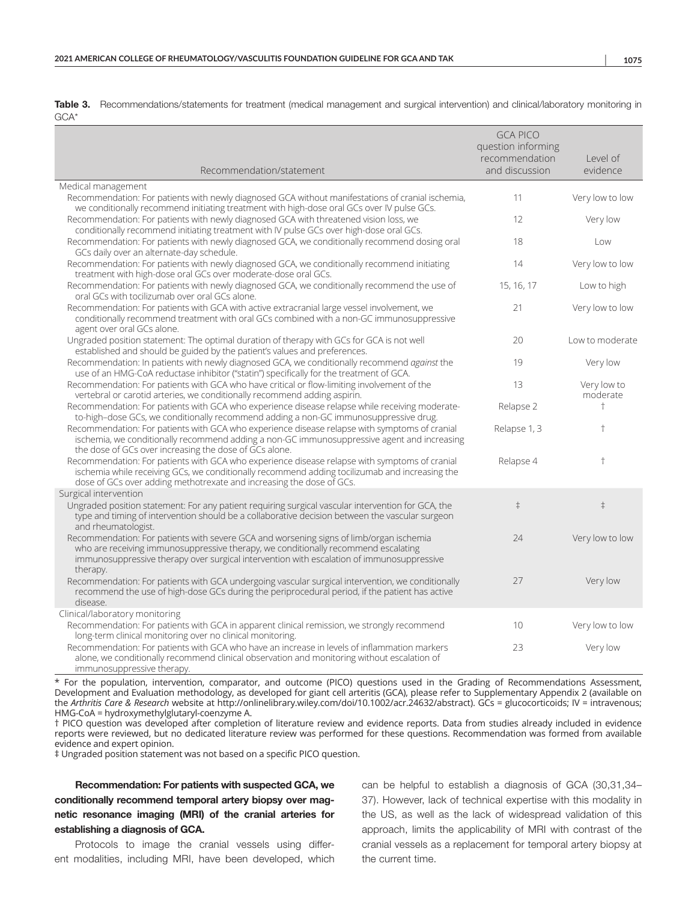**Table 3.** Recommendations/statements for treatment (medical management and surgical intervention) and clinical/laboratory monitoring in GCA*

| Recommendation/statement | GCA PICO question informing recommendation and discussion | Level of evidence |
|---|---|---|
| Medical management | | |
| Recommendation: For patients with newly diagnosed GCA without manifestations of cranial ischemia, we conditionally recommend initiating treatment with high-dose oral GCs over IV pulse GCs. | 11 | Very low to low |
| Recommendation: For patients with newly diagnosed GCA with threatened vision loss, we conditionally recommend initiating treatment with IV pulse GCs over high-dose oral GCs. | 12 | Very low |
| Recommendation: For patients with newly diagnosed GCA, we conditionally recommend dosing oral GCs daily over an alternate-day schedule. | 18 | Low |
| Recommendation: For patients with newly diagnosed GCA, we conditionally recommend initiating treatment with high-dose oral GCs over moderate-dose oral GCs. | 14 | Very low to low |
| Recommendation: For patients with newly diagnosed GCA, we conditionally recommend the use of oral GCs with tocilizumab over oral GCs alone. | 15, 16, 17 | Low to high |
| Recommendation: For patients with GCA with active extracranial large vessel involvement, we conditionally recommend treatment with oral GCs combined with a non-GC immunosuppressive agent over oral GCs alone. | 21 | Very low to low |
| Ungraded position statement: The optimal duration of therapy with GCs for GCA is not well established and should be guided by the patient's values and preferences. | 20 | Low to moderate |
| Recommendation: In patients with newly diagnosed GCA, we conditionally recommend *against* the use of an HMG-CoA reductase inhibitor ("statin") specifically for the treatment of GCA. | 19 | Very low |
| Recommendation: For patients with GCA who have critical or flow-limiting involvement of the vertebral or carotid arteries, we conditionally recommend adding aspirin. | 13 | Very low to moderate |
| Recommendation: For patients with GCA who experience disease relapse while receiving moderate-to-high–dose GCs, we conditionally recommend adding a non-GC immunosuppressive drug. | Relapse 2 | † |
| Recommendation: For patients with GCA who experience disease relapse with symptoms of cranial ischemia, we conditionally recommend adding a non-GC immunosuppressive agent and increasing the dose of GCs over increasing the dose of GCs alone. | Relapse 1, 3 | † |
| Recommendation: For patients with GCA who experience disease relapse with symptoms of cranial ischemia while receiving GCs, we conditionally recommend adding tocilizumab and increasing the dose of GCs over adding methotrexate and increasing the dose of GCs. | Relapse 4 | † |
| Surgical intervention | | |
| Ungraded position statement: For any patient requiring surgical vascular intervention for GCA, the type and timing of intervention should be a collaborative decision between the vascular surgeon and rheumatologist. | ‡ | ‡ |
| Recommendation: For patients with severe GCA and worsening signs of limb/organ ischemia who are receiving immunosuppressive therapy, we conditionally recommend escalating immunosuppressive therapy over surgical intervention with escalation of immunosuppressive therapy. | 24 | Very low to low |
| Recommendation: For patients with GCA undergoing vascular surgical intervention, we conditionally recommend the use of high-dose GCs during the periprocedural period, if the patient has active disease. | 27 | Very low |
| Clinical/laboratory monitoring | | |
| Recommendation: For patients with GCA in apparent clinical remission, we strongly recommend long-term clinical monitoring over no clinical monitoring. | 10 | Very low to low |
| Recommendation: For patients with GCA who have an increase in levels of inflammation markers alone, we conditionally recommend clinical observation and monitoring without escalation of immunosuppressive therapy. | 23 | Very low |

\* For the population, intervention, comparator, and outcome (PICO) questions used in the Grading of Recommendations Assessment, Development and Evaluation methodology, as developed for giant cell arteritis (GCA), please refer to Supplementary Appendix 2 (available on the *Arthritis Care & Research* website at http://onlinelibrary.wiley.com/doi/10.1002/acr.24632/abstract). GCs = glucocorticoids; IV = intravenous; HMG-CoA = hydroxymethylglutaryl-coenzyme A.

† PICO question was developed after completion of literature review and evidence reports. Data from studies already included in evidence reports were reviewed, but no dedicated literature review was performed for these questions. Recommendation was formed from available evidence and expert opinion.

‡ Ungraded position statement was not based on a specific PICO question.

**Recommendation: For patients with suspected GCA, we conditionally recommend temporal artery biopsy over magnetic resonance imaging (MRI) of the cranial arteries for establishing a diagnosis of GCA.**

Protocols to image the cranial vessels using different modalities, including MRI, have been developed, which can be helpful to establish a diagnosis of GCA (30,31,34–37). However, lack of technical expertise with this modality in the US, as well as the lack of widespread validation of this approach, limits the applicability of MRI with contrast of the cranial vessels as a replacement for temporal artery biopsy at the current time.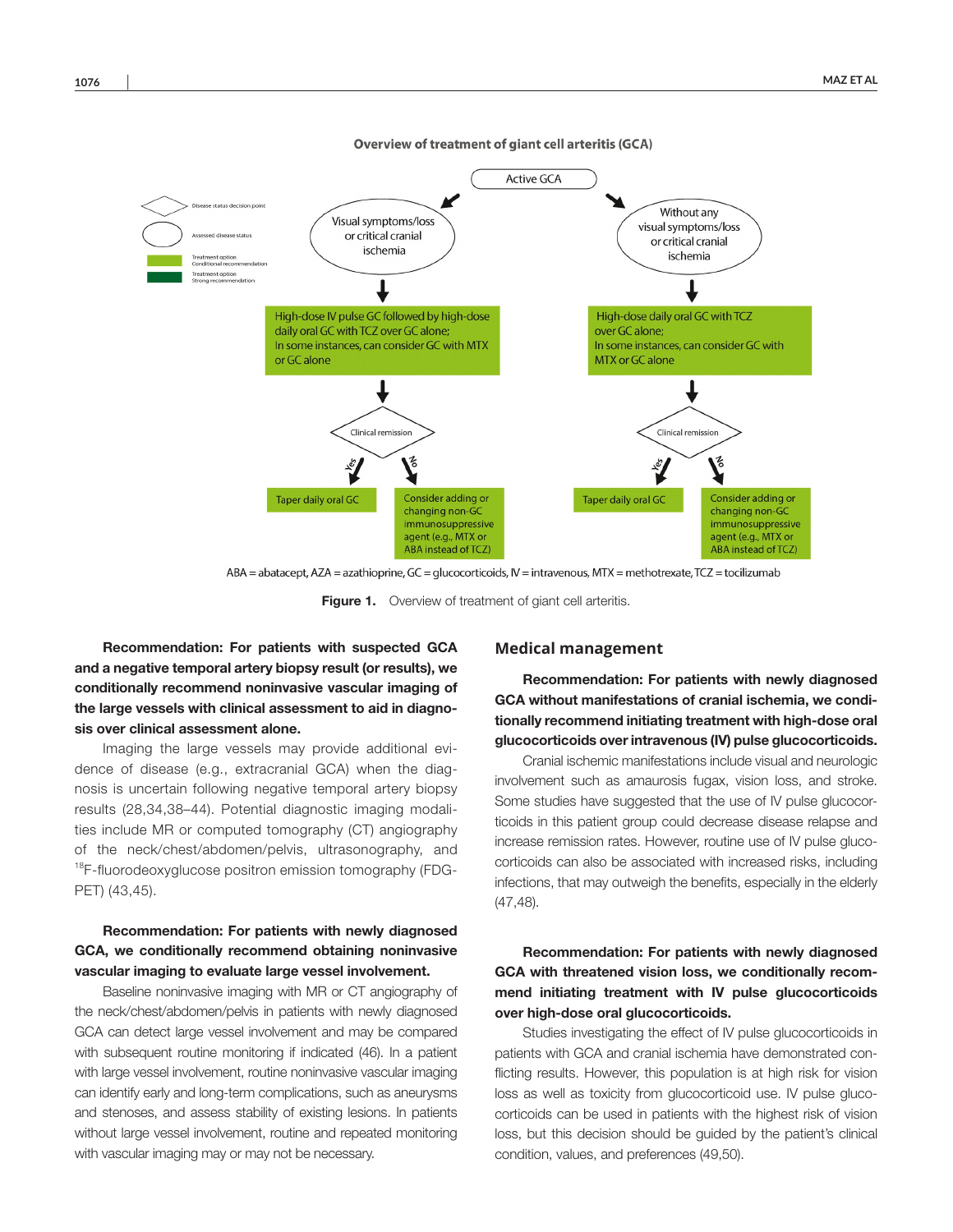**Overview of treatment of giant cell arteritis (GCA)**

Active GCA

Visual symptoms/loss or critical cranial ischemia → High-dose IV pulse GC followed by high-dose daily oral GC with TCZ over GC alone; In some instances, can consider GC with MTX or GC alone → Clinical remission → Yes: Taper daily oral GC; No: Consider adding or changing non-GC immunosuppressive agent (e.g., MTX or ABA instead of TCZ)

Without any visual symptoms/loss or critical cranial ischemia → High-dose daily oral GC with TCZ over GC alone; In some instances, can consider GC with MTX or GC alone → Clinical remission → Yes: Taper daily oral GC; No: Consider adding or changing non-GC immunosuppressive agent (e.g., MTX or ABA instead of TCZ)

Legend: Disease status decision point; Assessed disease status; Treatment option Conditional recommendation; Treatment option Strong recommendation

ABA = abatacept, AZA = azathioprine, GC = glucocorticoids, IV = intravenous, MTX = methotrexate, TCZ = tocilizumab

**Figure 1.** Overview of treatment of giant cell arteritis.

**Recommendation: For patients with suspected GCA and a negative temporal artery biopsy result (or results), we conditionally recommend noninvasive vascular imaging of the large vessels with clinical assessment to aid in diagnosis over clinical assessment alone.**

Imaging the large vessels may provide additional evidence of disease (e.g., extracranial GCA) when the diagnosis is uncertain following negative temporal artery biopsy results (28,34,38–44). Potential diagnostic imaging modalities include MR or computed tomography (CT) angiography of the neck/chest/abdomen/pelvis, ultrasonography, and $^{18}$F-fluorodeoxyglucose positron emission tomography (FDG-PET) (43,45).

**Recommendation: For patients with newly diagnosed GCA, we conditionally recommend obtaining noninvasive vascular imaging to evaluate large vessel involvement.**

Baseline noninvasive imaging with MR or CT angiography of the neck/chest/abdomen/pelvis in patients with newly diagnosed GCA can detect large vessel involvement and may be compared with subsequent routine monitoring if indicated (46). In a patient with large vessel involvement, routine noninvasive vascular imaging can identify early and long-term complications, such as aneurysms and stenoses, and assess stability of existing lesions. In patients without large vessel involvement, routine and repeated monitoring with vascular imaging may or may not be necessary.

## Medical management

**Recommendation: For patients with newly diagnosed GCA without manifestations of cranial ischemia, we conditionally recommend initiating treatment with high-dose oral glucocorticoids over intravenous (IV) pulse glucocorticoids.**

Cranial ischemic manifestations include visual and neurologic involvement such as amaurosis fugax, vision loss, and stroke. Some studies have suggested that the use of IV pulse glucocorticoids in this patient group could decrease disease relapse and increase remission rates. However, routine use of IV pulse glucocorticoids can also be associated with increased risks, including infections, that may outweigh the benefits, especially in the elderly (47,48).

**Recommendation: For patients with newly diagnosed GCA with threatened vision loss, we conditionally recommend initiating treatment with IV pulse glucocorticoids over high-dose oral glucocorticoids.**

Studies investigating the effect of IV pulse glucocorticoids in patients with GCA and cranial ischemia have demonstrated conflicting results. However, this population is at high risk for vision loss as well as toxicity from glucocorticoid use. IV pulse glucocorticoids can be used in patients with the highest risk of vision loss, but this decision should be guided by the patient's clinical condition, values, and preferences (49,50).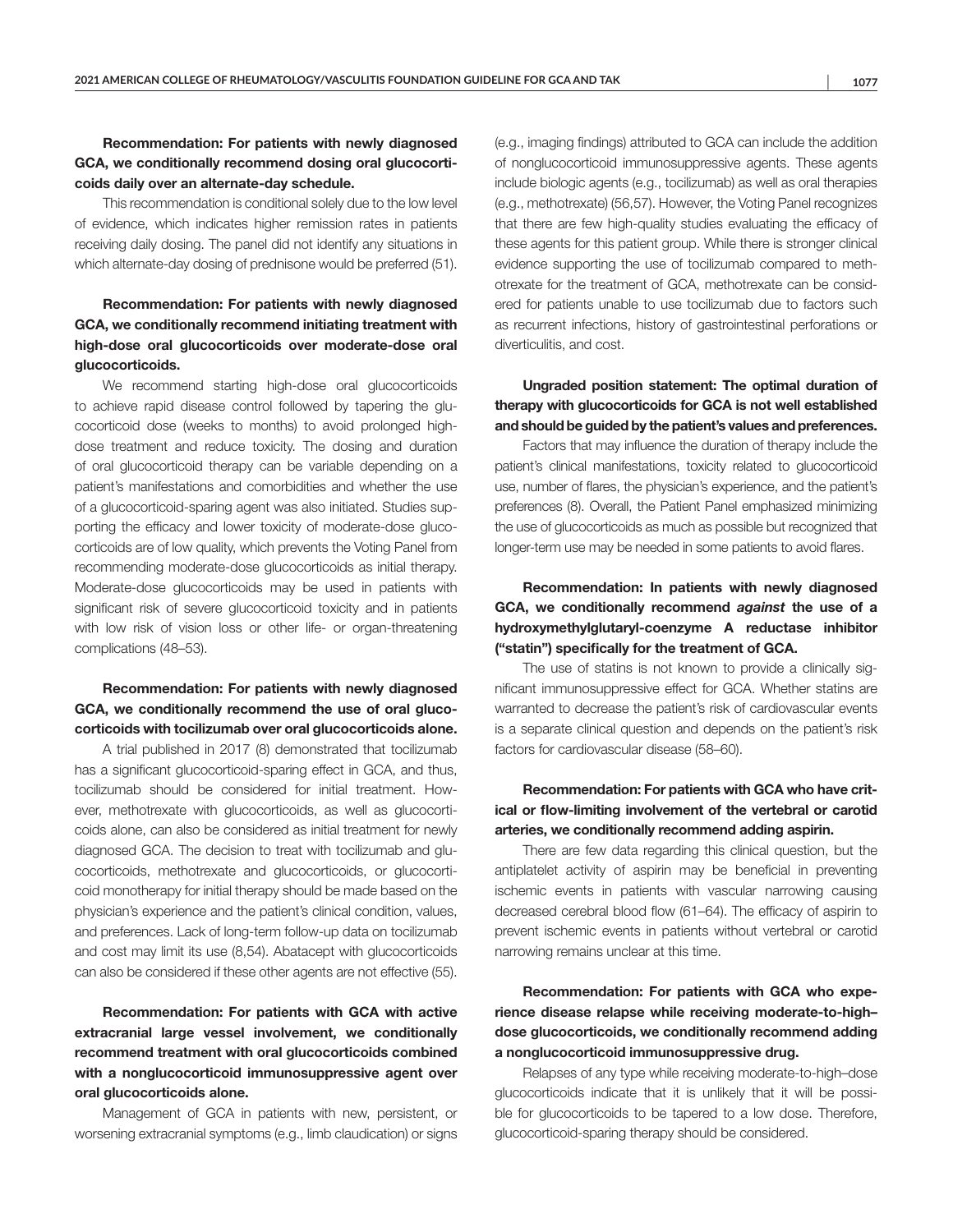**Recommendation: For patients with newly diagnosed GCA, we conditionally recommend dosing oral glucocorticoids daily over an alternate-day schedule.**

This recommendation is conditional solely due to the low level of evidence, which indicates higher remission rates in patients receiving daily dosing. The panel did not identify any situations in which alternate-day dosing of prednisone would be preferred (51).

**Recommendation: For patients with newly diagnosed GCA, we conditionally recommend initiating treatment with high-dose oral glucocorticoids over moderate-dose oral glucocorticoids.**

We recommend starting high-dose oral glucocorticoids to achieve rapid disease control followed by tapering the glucocorticoid dose (weeks to months) to avoid prolonged high-dose treatment and reduce toxicity. The dosing and duration of oral glucocorticoid therapy can be variable depending on a patient's manifestations and comorbidities and whether the use of a glucocorticoid-sparing agent was also initiated. Studies supporting the efficacy and lower toxicity of moderate-dose glucocorticoids are of low quality, which prevents the Voting Panel from recommending moderate-dose glucocorticoids as initial therapy. Moderate-dose glucocorticoids may be used in patients with significant risk of severe glucocorticoid toxicity and in patients with low risk of vision loss or other life- or organ-threatening complications (48–53).

**Recommendation: For patients with newly diagnosed GCA, we conditionally recommend the use of oral glucocorticoids with tocilizumab over oral glucocorticoids alone.**

A trial published in 2017 (8) demonstrated that tocilizumab has a significant glucocorticoid-sparing effect in GCA, and thus, tocilizumab should be considered for initial treatment. However, methotrexate with glucocorticoids, as well as glucocorticoids alone, can also be considered as initial treatment for newly diagnosed GCA. The decision to treat with tocilizumab and glucocorticoids, methotrexate and glucocorticoids, or glucocorticoid monotherapy for initial therapy should be made based on the physician's experience and the patient's clinical condition, values, and preferences. Lack of long-term follow-up data on tocilizumab and cost may limit its use (8,54). Abatacept with glucocorticoids can also be considered if these other agents are not effective (55).

**Recommendation: For patients with GCA with active extracranial large vessel involvement, we conditionally recommend treatment with oral glucocorticoids combined with a nonglucocorticoid immunosuppressive agent over oral glucocorticoids alone.**

Management of GCA in patients with new, persistent, or worsening extracranial symptoms (e.g., limb claudication) or signs (e.g., imaging findings) attributed to GCA can include the addition of nonglucocorticoid immunosuppressive agents. These agents include biologic agents (e.g., tocilizumab) as well as oral therapies (e.g., methotrexate) (56,57). However, the Voting Panel recognizes that there are few high-quality studies evaluating the efficacy of these agents for this patient group. While there is stronger clinical evidence supporting the use of tocilizumab compared to methotrexate for the treatment of GCA, methotrexate can be considered for patients unable to use tocilizumab due to factors such as recurrent infections, history of gastrointestinal perforations or diverticulitis, and cost.

**Ungraded position statement: The optimal duration of therapy with glucocorticoids for GCA is not well established and should be guided by the patient's values and preferences.**

Factors that may influence the duration of therapy include the patient's clinical manifestations, toxicity related to glucocorticoid use, number of flares, the physician's experience, and the patient's preferences (8). Overall, the Patient Panel emphasized minimizing the use of glucocorticoids as much as possible but recognized that longer-term use may be needed in some patients to avoid flares.

**Recommendation: In patients with newly diagnosed GCA, we conditionally recommend *against* the use of a hydroxymethylglutaryl-coenzyme A reductase inhibitor ("statin") specifically for the treatment of GCA.**

The use of statins is not known to provide a clinically significant immunosuppressive effect for GCA. Whether statins are warranted to decrease the patient's risk of cardiovascular events is a separate clinical question and depends on the patient's risk factors for cardiovascular disease (58–60).

**Recommendation: For patients with GCA who have critical or flow-limiting involvement of the vertebral or carotid arteries, we conditionally recommend adding aspirin.**

There are few data regarding this clinical question, but the antiplatelet activity of aspirin may be beneficial in preventing ischemic events in patients with vascular narrowing causing decreased cerebral blood flow (61–64). The efficacy of aspirin to prevent ischemic events in patients without vertebral or carotid narrowing remains unclear at this time.

**Recommendation: For patients with GCA who experience disease relapse while receiving moderate-to-high–dose glucocorticoids, we conditionally recommend adding a nonglucocorticoid immunosuppressive drug.**

Relapses of any type while receiving moderate-to-high–dose glucocorticoids indicate that it is unlikely that it will be possible for glucocorticoids to be tapered to a low dose. Therefore, glucocorticoid-sparing therapy should be considered.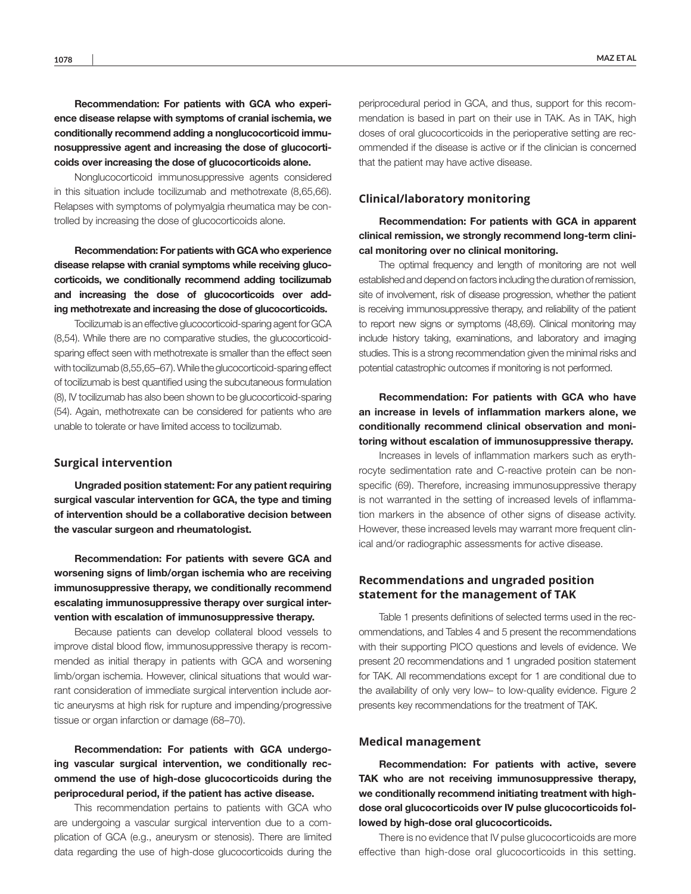**Recommendation: For patients with GCA who experience disease relapse with symptoms of cranial ischemia, we conditionally recommend adding a nonglucocorticoid immunosuppressive agent and increasing the dose of glucocorticoids over increasing the dose of glucocorticoids alone.**

Nonglucocorticoid immunosuppressive agents considered in this situation include tocilizumab and methotrexate (8,65,66). Relapses with symptoms of polymyalgia rheumatica may be controlled by increasing the dose of glucocorticoids alone.

**Recommendation: For patients with GCA who experience disease relapse with cranial symptoms while receiving glucocorticoids, we conditionally recommend adding tocilizumab and increasing the dose of glucocorticoids over adding methotrexate and increasing the dose of glucocorticoids.**

Tocilizumab is an effective glucocorticoid-sparing agent for GCA (8,54). While there are no comparative studies, the glucocorticoid-sparing effect seen with methotrexate is smaller than the effect seen with tocilizumab (8,55,65–67). While the glucocorticoid-sparing effect of tocilizumab is best quantified using the subcutaneous formulation (8), IV tocilizumab has also been shown to be glucocorticoid-sparing (54). Again, methotrexate can be considered for patients who are unable to tolerate or have limited access to tocilizumab.

### Surgical intervention

**Ungraded position statement: For any patient requiring surgical vascular intervention for GCA, the type and timing of intervention should be a collaborative decision between the vascular surgeon and rheumatologist.**

**Recommendation: For patients with severe GCA and worsening signs of limb/organ ischemia who are receiving immunosuppressive therapy, we conditionally recommend escalating immunosuppressive therapy over surgical intervention with escalation of immunosuppressive therapy.**

Because patients can develop collateral blood vessels to improve distal blood flow, immunosuppressive therapy is recommended as initial therapy in patients with GCA and worsening limb/organ ischemia. However, clinical situations that would warrant consideration of immediate surgical intervention include aortic aneurysms at high risk for rupture and impending/progressive tissue or organ infarction or damage (68–70).

**Recommendation: For patients with GCA undergoing vascular surgical intervention, we conditionally recommend the use of high-dose glucocorticoids during the periprocedural period, if the patient has active disease.**

This recommendation pertains to patients with GCA who are undergoing a vascular surgical intervention due to a complication of GCA (e.g., aneurysm or stenosis). There are limited data regarding the use of high-dose glucocorticoids during the periprocedural period in GCA, and thus, support for this recommendation is based in part on their use in TAK. As in TAK, high doses of oral glucocorticoids in the perioperative setting are recommended if the disease is active or if the clinician is concerned that the patient may have active disease.

### Clinical/laboratory monitoring

**Recommendation: For patients with GCA in apparent clinical remission, we strongly recommend long-term clinical monitoring over no clinical monitoring.**

The optimal frequency and length of monitoring are not well established and depend on factors including the duration of remission, site of involvement, risk of disease progression, whether the patient is receiving immunosuppressive therapy, and reliability of the patient to report new signs or symptoms (48,69). Clinical monitoring may include history taking, examinations, and laboratory and imaging studies. This is a strong recommendation given the minimal risks and potential catastrophic outcomes if monitoring is not performed.

**Recommendation: For patients with GCA who have an increase in levels of inflammation markers alone, we conditionally recommend clinical observation and monitoring without escalation of immunosuppressive therapy.**

Increases in levels of inflammation markers such as erythrocyte sedimentation rate and C-reactive protein can be nonspecific (69). Therefore, increasing immunosuppressive therapy is not warranted in the setting of increased levels of inflammation markers in the absence of other signs of disease activity. However, these increased levels may warrant more frequent clinical and/or radiographic assessments for active disease.

## Recommendations and ungraded position statement for the management of TAK

Table 1 presents definitions of selected terms used in the recommendations, and Tables 4 and 5 present the recommendations with their supporting PICO questions and levels of evidence. We present 20 recommendations and 1 ungraded position statement for TAK. All recommendations except for 1 are conditional due to the availability of only very low– to low-quality evidence. Figure 2 presents key recommendations for the treatment of TAK.

### Medical management

**Recommendation: For patients with active, severe TAK who are not receiving immunosuppressive therapy, we conditionally recommend initiating treatment with high-dose oral glucocorticoids over IV pulse glucocorticoids followed by high-dose oral glucocorticoids.**

There is no evidence that IV pulse glucocorticoids are more effective than high-dose oral glucocorticoids in this setting.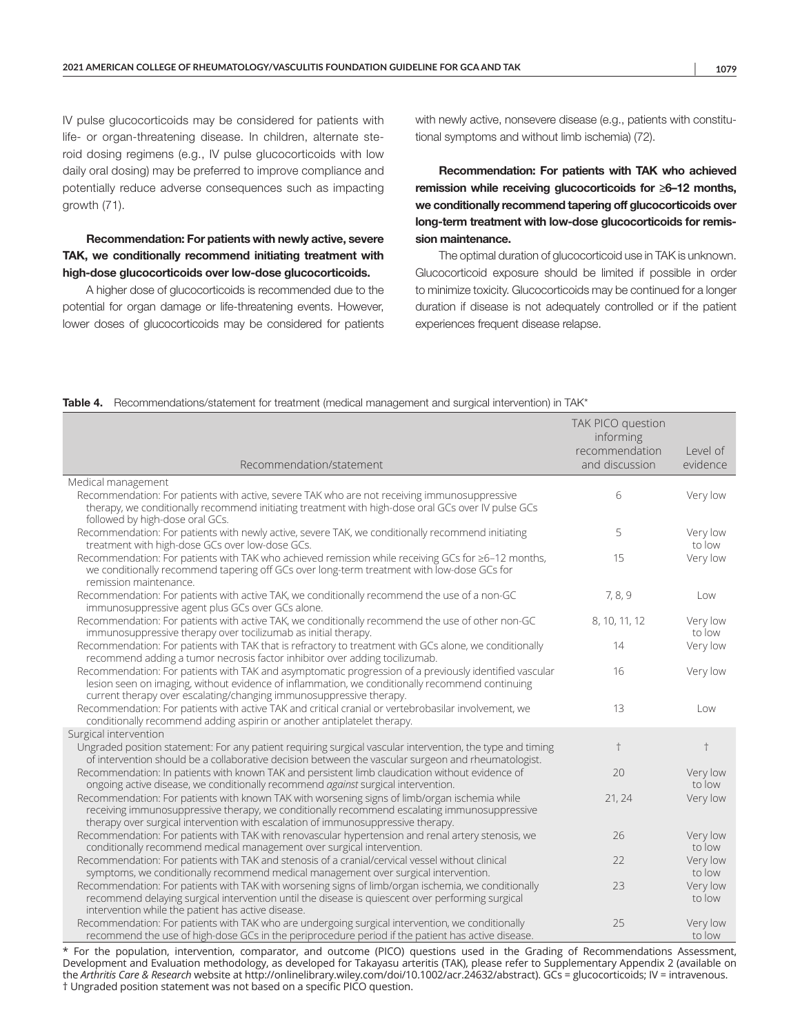IV pulse glucocorticoids may be considered for patients with life- or organ-threatening disease. In children, alternate steroid dosing regimens (e.g., IV pulse glucocorticoids with low daily oral dosing) may be preferred to improve compliance and potentially reduce adverse consequences such as impacting growth (71).

**Recommendation: For patients with newly active, severe TAK, we conditionally recommend initiating treatment with high-dose glucocorticoids over low-dose glucocorticoids.**

A higher dose of glucocorticoids is recommended due to the potential for organ damage or life-threatening events. However, lower doses of glucocorticoids may be considered for patients with newly active, nonsevere disease (e.g., patients with constitutional symptoms and without limb ischemia) (72).

**Recommendation: For patients with TAK who achieved remission while receiving glucocorticoids for ≥6–12 months, we conditionally recommend tapering off glucocorticoids over long-term treatment with low-dose glucocorticoids for remission maintenance.**

The optimal duration of glucocorticoid use in TAK is unknown. Glucocorticoid exposure should be limited if possible in order to minimize toxicity. Glucocorticoids may be continued for a longer duration if disease is not adequately controlled or if the patient experiences frequent disease relapse.

**Table 4.** Recommendations/statement for treatment (medical management and surgical intervention) in TAK*

| Recommendation/statement | TAK PICO question informing recommendation and discussion | Level of evidence |
|---|---|---|
| Medical management | | |
| Recommendation: For patients with active, severe TAK who are not receiving immunosuppressive therapy, we conditionally recommend initiating treatment with high-dose oral GCs over IV pulse GCs followed by high-dose oral GCs. | 6 | Very low |
| Recommendation: For patients with newly active, severe TAK, we conditionally recommend initiating treatment with high-dose GCs over low-dose GCs. | 5 | Very low to low |
| Recommendation: For patients with TAK who achieved remission while receiving GCs for ≥6–12 months, we conditionally recommend tapering off GCs over long-term treatment with low-dose GCs for remission maintenance. | 15 | Very low |
| Recommendation: For patients with active TAK, we conditionally recommend the use of a non-GC immunosuppressive agent plus GCs over GCs alone. | 7, 8, 9 | Low |
| Recommendation: For patients with active TAK, we conditionally recommend the use of other non-GC immunosuppressive therapy over tocilizumab as initial therapy. | 8, 10, 11, 12 | Very low to low |
| Recommendation: For patients with TAK that is refractory to treatment with GCs alone, we conditionally recommend adding a tumor necrosis factor inhibitor over adding tocilizumab. | 14 | Very low |
| Recommendation: For patients with TAK and asymptomatic progression of a previously identified vascular lesion seen on imaging, without evidence of inflammation, we conditionally recommend continuing current therapy over escalating/changing immunosuppressive therapy. | 16 | Very low |
| Recommendation: For patients with active TAK and critical cranial or vertebrobasilar involvement, we conditionally recommend adding aspirin or another antiplatelet therapy. | 13 | Low |
| Surgical intervention | | |
| Ungraded position statement: For any patient requiring surgical vascular intervention, the type and timing of intervention should be a collaborative decision between the vascular surgeon and rheumatologist. | † | † |
| Recommendation: In patients with known TAK and persistent limb claudication without evidence of ongoing active disease, we conditionally recommend *against* surgical intervention. | 20 | Very low to low |
| Recommendation: For patients with known TAK with worsening signs of limb/organ ischemia while receiving immunosuppressive therapy, we conditionally recommend escalating immunosuppressive therapy over surgical intervention with escalation of immunosuppressive therapy. | 21, 24 | Very low |
| Recommendation: For patients with TAK with renovascular hypertension and renal artery stenosis, we conditionally recommend medical management over surgical intervention. | 26 | Very low to low |
| Recommendation: For patients with TAK and stenosis of a cranial/cervical vessel without clinical symptoms, we conditionally recommend medical management over surgical intervention. | 22 | Very low to low |
| Recommendation: For patients with TAK with worsening signs of limb/organ ischemia, we conditionally recommend delaying surgical intervention until the disease is quiescent over performing surgical intervention while the patient has active disease. | 23 | Very low to low |
| Recommendation: For patients with TAK who are undergoing surgical intervention, we conditionally recommend the use of high-dose GCs in the periprocedure period if the patient has active disease. | 25 | Very low to low |

\* For the population, intervention, comparator, and outcome (PICO) questions used in the Grading of Recommendations Assessment, Development and Evaluation methodology, as developed for Takayasu arteritis (TAK), please refer to Supplementary Appendix 2 (available on the *Arthritis Care & Research* website at http://onlinelibrary.wiley.com/doi/10.1002/acr.24632/abstract). GCs = glucocorticoids; IV = intravenous.
† Ungraded position statement was not based on a specific PICO question.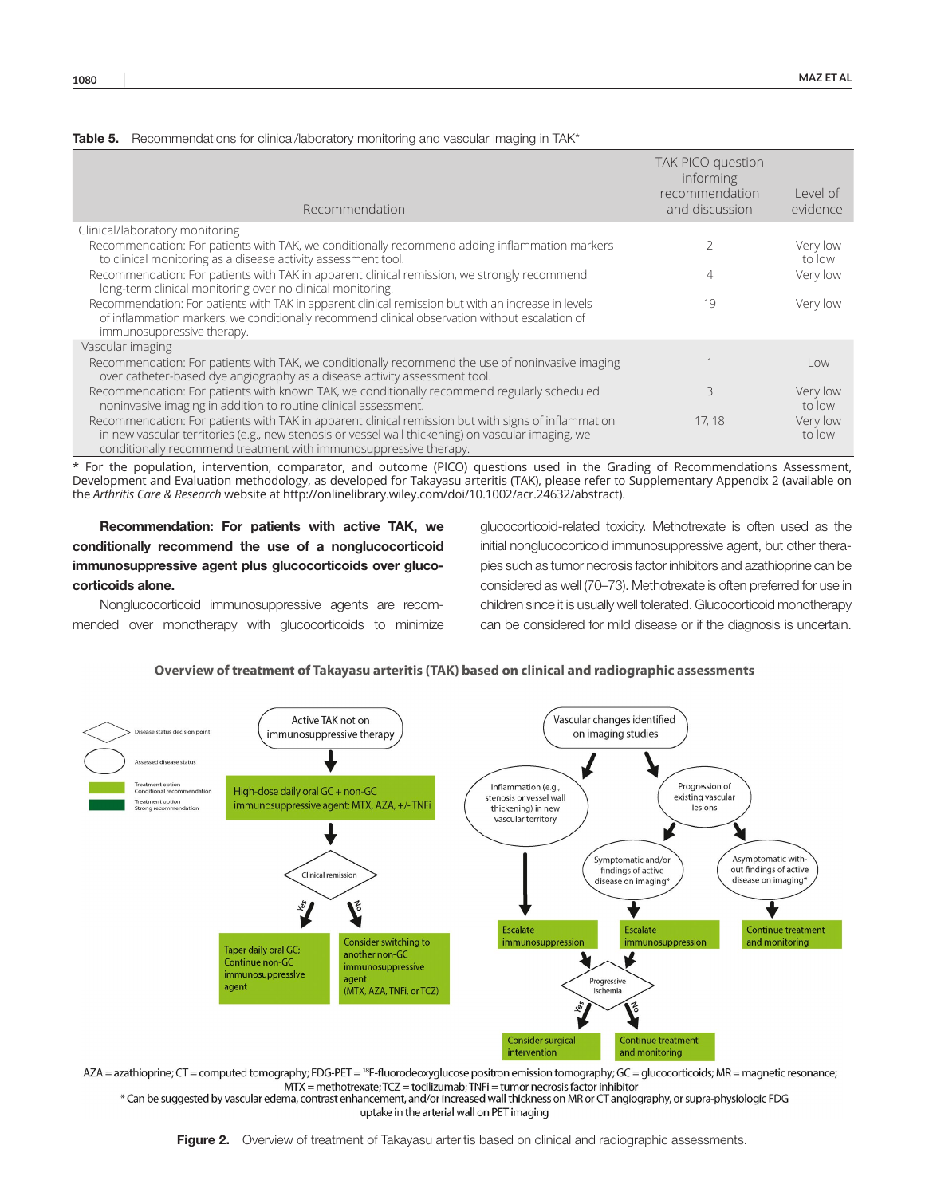**Table 5.** Recommendations for clinical/laboratory monitoring and vascular imaging in TAK*

| Recommendation | TAK PICO question informing recommendation and discussion | Level of evidence |
|---|---|---|
| Clinical/laboratory monitoring | | |
| Recommendation: For patients with TAK, we conditionally recommend adding inflammation markers to clinical monitoring as a disease activity assessment tool. | 2 | Very low to low |
| Recommendation: For patients with TAK in apparent clinical remission, we strongly recommend long-term clinical monitoring over no clinical monitoring. | 4 | Very low |
| Recommendation: For patients with TAK in apparent clinical remission but with an increase in levels of inflammation markers, we conditionally recommend clinical observation without escalation of immunosuppressive therapy. | 19 | Very low |
| Vascular imaging | | |
| Recommendation: For patients with TAK, we conditionally recommend the use of noninvasive imaging over catheter-based dye angiography as a disease activity assessment tool. | 1 | Low |
| Recommendation: For patients with known TAK, we conditionally recommend regularly scheduled noninvasive imaging in addition to routine clinical assessment. | 3 | Very low to low |
| Recommendation: For patients with TAK in apparent clinical remission but with signs of inflammation in new vascular territories (e.g., new stenosis or vessel wall thickening) on vascular imaging, we conditionally recommend treatment with immunosuppressive therapy. | 17, 18 | Very low to low |

* For the population, intervention, comparator, and outcome (PICO) questions used in the Grading of Recommendations Assessment, Development and Evaluation methodology, as developed for Takayasu arteritis (TAK), please refer to Supplementary Appendix 2 (available on the *Arthritis Care & Research* website at http://onlinelibrary.wiley.com/doi/10.1002/acr.24632/abstract).

**Recommendation: For patients with active TAK, we conditionally recommend the use of a nonglucocorticoid immunosuppressive agent plus glucocorticoids over glucocorticoids alone.**

Nonglucocorticoid immunosuppressive agents are recommended over monotherapy with glucocorticoids to minimize glucocorticoid-related toxicity. Methotrexate is often used as the initial nonglucocorticoid immunosuppressive agent, but other therapies such as tumor necrosis factor inhibitors and azathioprine can be considered as well (70–73). Methotrexate is often preferred for use in children since it is usually well tolerated. Glucocorticoid monotherapy can be considered for mild disease or if the diagnosis is uncertain.

**Overview of treatment of Takayasu arteritis (TAK) based on clinical and radiographic assessments**

Legend: Disease status decision point (diamond); Assessed disease status (oval); Treatment option – Conditional recommendation (light green); Treatment option – Strong recommendation (dark green).

- Active TAK not on immunosuppressive therapy → High-dose daily oral GC + non-GC immunosuppressive agent: MTX, AZA, +/- TNFi → Clinical remission?
  - Yes → Taper daily oral GC; Continue non-GC immunosuppressive agent
  - No → Consider switching to another non-GC immunosuppressive agent (MTX, AZA, TNFi, or TCZ)
- Vascular changes identified on imaging studies
  - Inflammation (e.g., stenosis or vessel wall thickening) in new vascular territory → Escalate immunosuppression
  - Progression of existing vascular lesions
    - Symptomatic and/or findings of active disease on imaging* → Escalate immunosuppression
    - Asymptomatic without findings of active disease on imaging* → Continue treatment and monitoring
  - Progressive ischemia?
    - Yes → Consider surgical intervention
    - No → Continue treatment and monitoring

AZA = azathioprine; CT = computed tomography; FDG-PET = [18]F-fluorodeoxyglucose positron emission tomography; GC = glucocorticoids; MR = magnetic resonance; MTX = methotrexate; TCZ = tocilizumab; TNFi = tumor necrosis factor inhibitor

* Can be suggested by vascular edema, contrast enhancement, and/or increased wall thickness on MR or CT angiography, or supra-physiologic FDG uptake in the arterial wall on PET imaging

**Figure 2.** Overview of treatment of Takayasu arteritis based on clinical and radiographic assessments.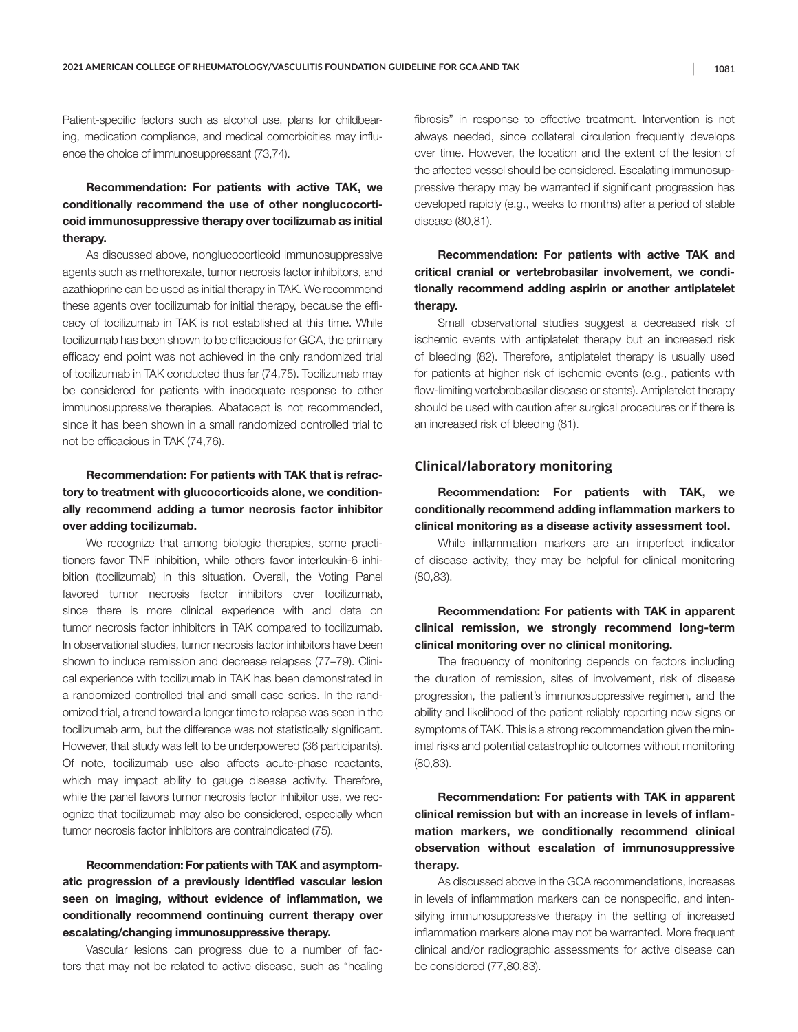Patient-specific factors such as alcohol use, plans for childbearing, medication compliance, and medical comorbidities may influence the choice of immunosuppressant (73,74).

**Recommendation: For patients with active TAK, we conditionally recommend the use of other nonglucocorticoid immunosuppressive therapy over tocilizumab as initial therapy.**

As discussed above, nonglucocorticoid immunosuppressive agents such as methorexate, tumor necrosis factor inhibitors, and azathioprine can be used as initial therapy in TAK. We recommend these agents over tocilizumab for initial therapy, because the efficacy of tocilizumab in TAK is not established at this time. While tocilizumab has been shown to be efficacious for GCA, the primary efficacy end point was not achieved in the only randomized trial of tocilizumab in TAK conducted thus far (74,75). Tocilizumab may be considered for patients with inadequate response to other immunosuppressive therapies. Abatacept is not recommended, since it has been shown in a small randomized controlled trial to not be efficacious in TAK (74,76).

**Recommendation: For patients with TAK that is refractory to treatment with glucocorticoids alone, we conditionally recommend adding a tumor necrosis factor inhibitor over adding tocilizumab.**

We recognize that among biologic therapies, some practitioners favor TNF inhibition, while others favor interleukin-6 inhibition (tocilizumab) in this situation. Overall, the Voting Panel favored tumor necrosis factor inhibitors over tocilizumab, since there is more clinical experience with and data on tumor necrosis factor inhibitors in TAK compared to tocilizumab. In observational studies, tumor necrosis factor inhibitors have been shown to induce remission and decrease relapses (77–79). Clinical experience with tocilizumab in TAK has been demonstrated in a randomized controlled trial and small case series. In the randomized trial, a trend toward a longer time to relapse was seen in the tocilizumab arm, but the difference was not statistically significant. However, that study was felt to be underpowered (36 participants). Of note, tocilizumab use also affects acute-phase reactants, which may impact ability to gauge disease activity. Therefore, while the panel favors tumor necrosis factor inhibitor use, we recognize that tocilizumab may also be considered, especially when tumor necrosis factor inhibitors are contraindicated (75).

**Recommendation: For patients with TAK and asymptomatic progression of a previously identified vascular lesion seen on imaging, without evidence of inflammation, we conditionally recommend continuing current therapy over escalating/changing immunosuppressive therapy.**

Vascular lesions can progress due to a number of factors that may not be related to active disease, such as "healing fibrosis" in response to effective treatment. Intervention is not always needed, since collateral circulation frequently develops over time. However, the location and the extent of the lesion of the affected vessel should be considered. Escalating immunosuppressive therapy may be warranted if significant progression has developed rapidly (e.g., weeks to months) after a period of stable disease (80,81).

**Recommendation: For patients with active TAK and critical cranial or vertebrobasilar involvement, we conditionally recommend adding aspirin or another antiplatelet therapy.**

Small observational studies suggest a decreased risk of ischemic events with antiplatelet therapy but an increased risk of bleeding (82). Therefore, antiplatelet therapy is usually used for patients at higher risk of ischemic events (e.g., patients with flow-limiting vertebrobasilar disease or stents). Antiplatelet therapy should be used with caution after surgical procedures or if there is an increased risk of bleeding (81).

## Clinical/laboratory monitoring

**Recommendation: For patients with TAK, we conditionally recommend adding inflammation markers to clinical monitoring as a disease activity assessment tool.**

While inflammation markers are an imperfect indicator of disease activity, they may be helpful for clinical monitoring (80,83).

**Recommendation: For patients with TAK in apparent clinical remission, we strongly recommend long-term clinical monitoring over no clinical monitoring.**

The frequency of monitoring depends on factors including the duration of remission, sites of involvement, risk of disease progression, the patient's immunosuppressive regimen, and the ability and likelihood of the patient reliably reporting new signs or symptoms of TAK. This is a strong recommendation given the minimal risks and potential catastrophic outcomes without monitoring (80,83).

**Recommendation: For patients with TAK in apparent clinical remission but with an increase in levels of inflammation markers, we conditionally recommend clinical observation without escalation of immunosuppressive therapy.**

As discussed above in the GCA recommendations, increases in levels of inflammation markers can be nonspecific, and intensifying immunosuppressive therapy in the setting of increased inflammation markers alone may not be warranted. More frequent clinical and/or radiographic assessments for active disease can be considered (77,80,83).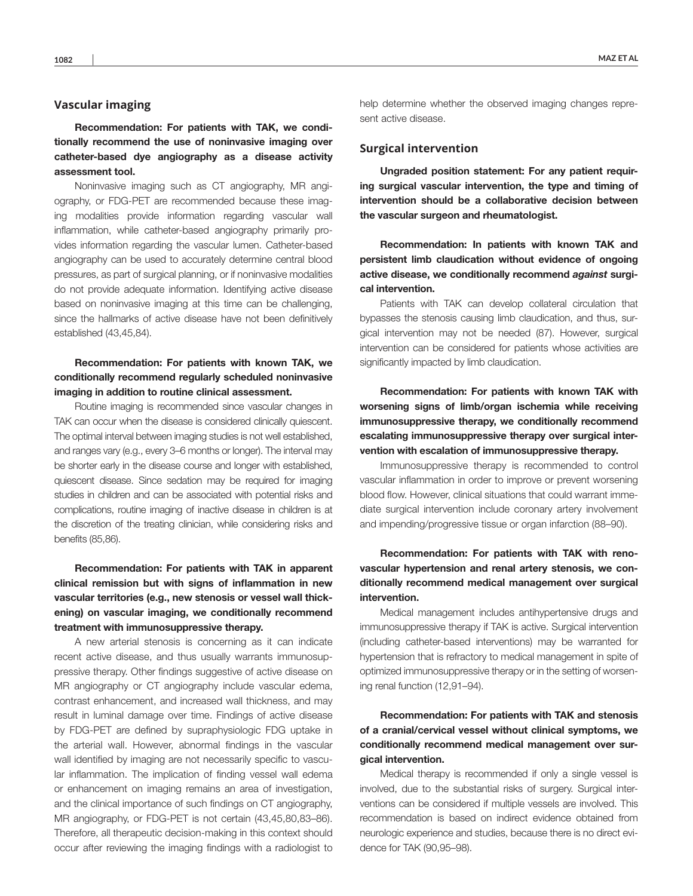## Vascular imaging

**Recommendation: For patients with TAK, we conditionally recommend the use of noninvasive imaging over catheter-based dye angiography as a disease activity assessment tool.**

Noninvasive imaging such as CT angiography, MR angiography, or FDG-PET are recommended because these imaging modalities provide information regarding vascular wall inflammation, while catheter-based angiography primarily provides information regarding the vascular lumen. Catheter-based angiography can be used to accurately determine central blood pressures, as part of surgical planning, or if noninvasive modalities do not provide adequate information. Identifying active disease based on noninvasive imaging at this time can be challenging, since the hallmarks of active disease have not been definitively established (43,45,84).

**Recommendation: For patients with known TAK, we conditionally recommend regularly scheduled noninvasive imaging in addition to routine clinical assessment.**

Routine imaging is recommended since vascular changes in TAK can occur when the disease is considered clinically quiescent. The optimal interval between imaging studies is not well established, and ranges vary (e.g., every 3–6 months or longer). The interval may be shorter early in the disease course and longer with established, quiescent disease. Since sedation may be required for imaging studies in children and can be associated with potential risks and complications, routine imaging of inactive disease in children is at the discretion of the treating clinician, while considering risks and benefits (85,86).

**Recommendation: For patients with TAK in apparent clinical remission but with signs of inflammation in new vascular territories (e.g., new stenosis or vessel wall thickening) on vascular imaging, we conditionally recommend treatment with immunosuppressive therapy.**

A new arterial stenosis is concerning as it can indicate recent active disease, and thus usually warrants immunosuppressive therapy. Other findings suggestive of active disease on MR angiography or CT angiography include vascular edema, contrast enhancement, and increased wall thickness, and may result in luminal damage over time. Findings of active disease by FDG-PET are defined by supraphysiologic FDG uptake in the arterial wall. However, abnormal findings in the vascular wall identified by imaging are not necessarily specific to vascular inflammation. The implication of finding vessel wall edema or enhancement on imaging remains an area of investigation, and the clinical importance of such findings on CT angiography, MR angiography, or FDG-PET is not certain (43,45,80,83–86). Therefore, all therapeutic decision-making in this context should occur after reviewing the imaging findings with a radiologist to help determine whether the observed imaging changes represent active disease.

## Surgical intervention

**Ungraded position statement: For any patient requiring surgical vascular intervention, the type and timing of intervention should be a collaborative decision between the vascular surgeon and rheumatologist.**

**Recommendation: In patients with known TAK and persistent limb claudication without evidence of ongoing active disease, we conditionally recommend *against* surgical intervention.**

Patients with TAK can develop collateral circulation that bypasses the stenosis causing limb claudication, and thus, surgical intervention may not be needed (87). However, surgical intervention can be considered for patients whose activities are significantly impacted by limb claudication.

**Recommendation: For patients with known TAK with worsening signs of limb/organ ischemia while receiving immunosuppressive therapy, we conditionally recommend escalating immunosuppressive therapy over surgical intervention with escalation of immunosuppressive therapy.**

Immunosuppressive therapy is recommended to control vascular inflammation in order to improve or prevent worsening blood flow. However, clinical situations that could warrant immediate surgical intervention include coronary artery involvement and impending/progressive tissue or organ infarction (88–90).

**Recommendation: For patients with TAK with renovascular hypertension and renal artery stenosis, we conditionally recommend medical management over surgical intervention.**

Medical management includes antihypertensive drugs and immunosuppressive therapy if TAK is active. Surgical intervention (including catheter-based interventions) may be warranted for hypertension that is refractory to medical management in spite of optimized immunosuppressive therapy or in the setting of worsening renal function (12,91–94).

**Recommendation: For patients with TAK and stenosis of a cranial/cervical vessel without clinical symptoms, we conditionally recommend medical management over surgical intervention.**

Medical therapy is recommended if only a single vessel is involved, due to the substantial risks of surgery. Surgical interventions can be considered if multiple vessels are involved. This recommendation is based on indirect evidence obtained from neurologic experience and studies, because there is no direct evidence for TAK (90,95–98).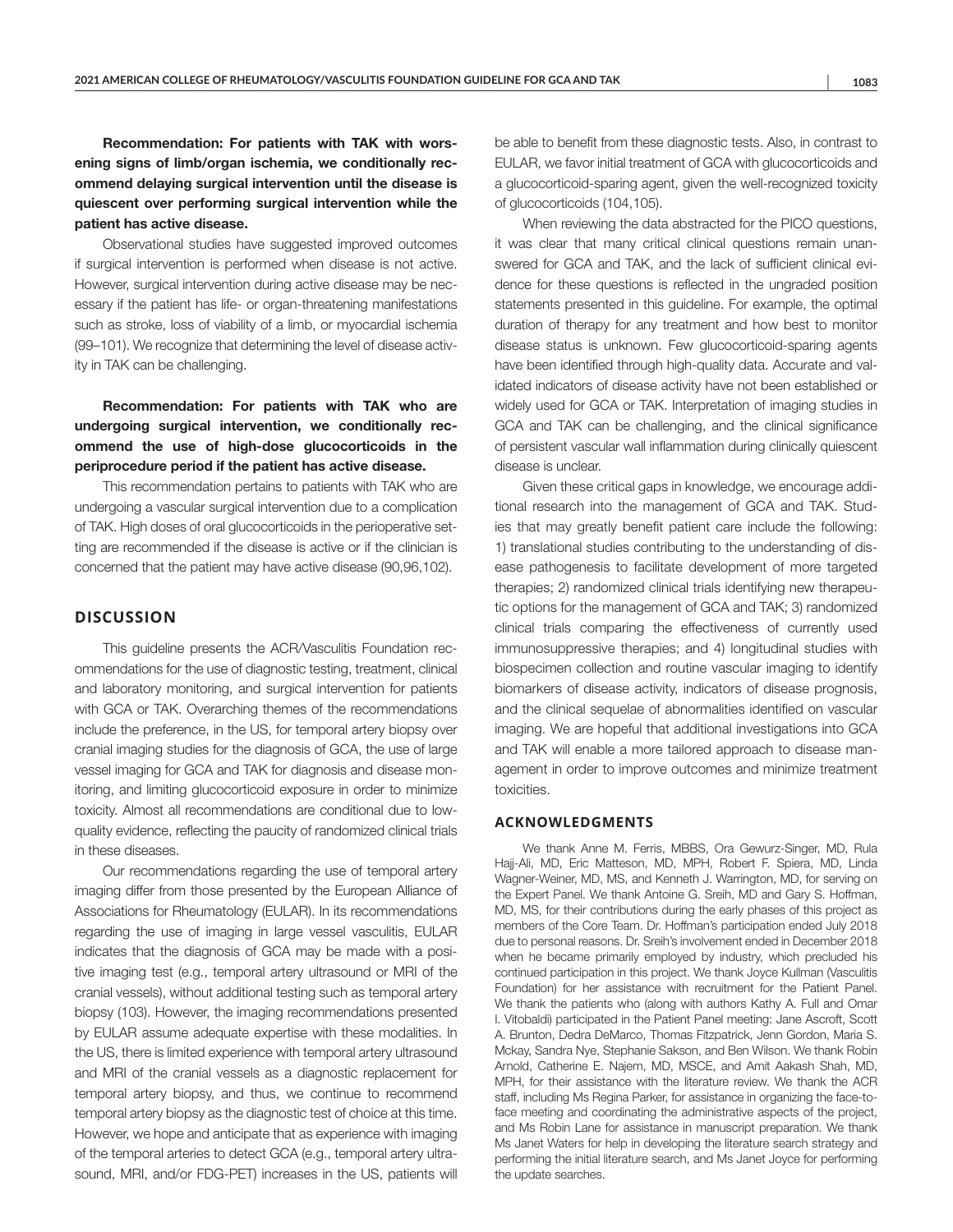**Recommendation: For patients with TAK with worsening signs of limb/organ ischemia, we conditionally recommend delaying surgical intervention until the disease is quiescent over performing surgical intervention while the patient has active disease.**

Observational studies have suggested improved outcomes if surgical intervention is performed when disease is not active. However, surgical intervention during active disease may be necessary if the patient has life- or organ-threatening manifestations such as stroke, loss of viability of a limb, or myocardial ischemia (99–101). We recognize that determining the level of disease activity in TAK can be challenging.

**Recommendation: For patients with TAK who are undergoing surgical intervention, we conditionally recommend the use of high-dose glucocorticoids in the periprocedure period if the patient has active disease.**

This recommendation pertains to patients with TAK who are undergoing a vascular surgical intervention due to a complication of TAK. High doses of oral glucocorticoids in the perioperative setting are recommended if the disease is active or if the clinician is concerned that the patient may have active disease (90,96,102).

## DISCUSSION

This guideline presents the ACR/Vasculitis Foundation recommendations for the use of diagnostic testing, treatment, clinical and laboratory monitoring, and surgical intervention for patients with GCA or TAK. Overarching themes of the recommendations include the preference, in the US, for temporal artery biopsy over cranial imaging studies for the diagnosis of GCA, the use of large vessel imaging for GCA and TAK for diagnosis and disease monitoring, and limiting glucocorticoid exposure in order to minimize toxicity. Almost all recommendations are conditional due to low-quality evidence, reflecting the paucity of randomized clinical trials in these diseases.

Our recommendations regarding the use of temporal artery imaging differ from those presented by the European Alliance of Associations for Rheumatology (EULAR). In its recommendations regarding the use of imaging in large vessel vasculitis, EULAR indicates that the diagnosis of GCA may be made with a positive imaging test (e.g., temporal artery ultrasound or MRI of the cranial vessels), without additional testing such as temporal artery biopsy (103). However, the imaging recommendations presented by EULAR assume adequate expertise with these modalities. In the US, there is limited experience with temporal artery ultrasound and MRI of the cranial vessels as a diagnostic replacement for temporal artery biopsy, and thus, we continue to recommend temporal artery biopsy as the diagnostic test of choice at this time. However, we hope and anticipate that as experience with imaging of the temporal arteries to detect GCA (e.g., temporal artery ultrasound, MRI, and/or FDG-PET) increases in the US, patients will be able to benefit from these diagnostic tests. Also, in contrast to EULAR, we favor initial treatment of GCA with glucocorticoids and a glucocorticoid-sparing agent, given the well-recognized toxicity of glucocorticoids (104,105).

When reviewing the data abstracted for the PICO questions, it was clear that many critical clinical questions remain unanswered for GCA and TAK, and the lack of sufficient clinical evidence for these questions is reflected in the ungraded position statements presented in this guideline. For example, the optimal duration of therapy for any treatment and how best to monitor disease status is unknown. Few glucocorticoid-sparing agents have been identified through high-quality data. Accurate and validated indicators of disease activity have not been established or widely used for GCA or TAK. Interpretation of imaging studies in GCA and TAK can be challenging, and the clinical significance of persistent vascular wall inflammation during clinically quiescent disease is unclear.

Given these critical gaps in knowledge, we encourage additional research into the management of GCA and TAK. Studies that may greatly benefit patient care include the following: 1) translational studies contributing to the understanding of disease pathogenesis to facilitate development of more targeted therapies; 2) randomized clinical trials identifying new therapeutic options for the management of GCA and TAK; 3) randomized clinical trials comparing the effectiveness of currently used immunosuppressive therapies; and 4) longitudinal studies with biospecimen collection and routine vascular imaging to identify biomarkers of disease activity, indicators of disease prognosis, and the clinical sequelae of abnormalities identified on vascular imaging. We are hopeful that additional investigations into GCA and TAK will enable a more tailored approach to disease management in order to improve outcomes and minimize treatment toxicities.

### ACKNOWLEDGMENTS

We thank Anne M. Ferris, MBBS, Ora Gewurz-Singer, MD, Rula Hajj-Ali, MD, Eric Matteson, MD, MPH, Robert F. Spiera, MD, Linda Wagner-Weiner, MD, MS, and Kenneth J. Warrington, MD, for serving on the Expert Panel. We thank Antoine G. Sreih, MD and Gary S. Hoffman, MD, MS, for their contributions during the early phases of this project as members of the Core Team. Dr. Hoffman's participation ended July 2018 due to personal reasons. Dr. Sreih's involvement ended in December 2018 when he became primarily employed by industry, which precluded his continued participation in this project. We thank Joyce Kullman (Vasculitis Foundation) for her assistance with recruitment for the Patient Panel. We thank the patients who (along with authors Kathy A. Full and Omar I. Vitobaldi) participated in the Patient Panel meeting: Jane Ascroft, Scott A. Brunton, Dedra DeMarco, Thomas Fitzpatrick, Jenn Gordon, Maria S. Mckay, Sandra Nye, Stephanie Sakson, and Ben Wilson. We thank Robin Arnold, Catherine E. Najem, MD, MSCE, and Amit Aakash Shah, MD, MPH, for their assistance with the literature review. We thank the ACR staff, including Ms Regina Parker, for assistance in organizing the face-to-face meeting and coordinating the administrative aspects of the project, and Ms Robin Lane for assistance in manuscript preparation. We thank Ms Janet Waters for help in developing the literature search strategy and performing the initial literature search, and Ms Janet Joyce for performing the update searches.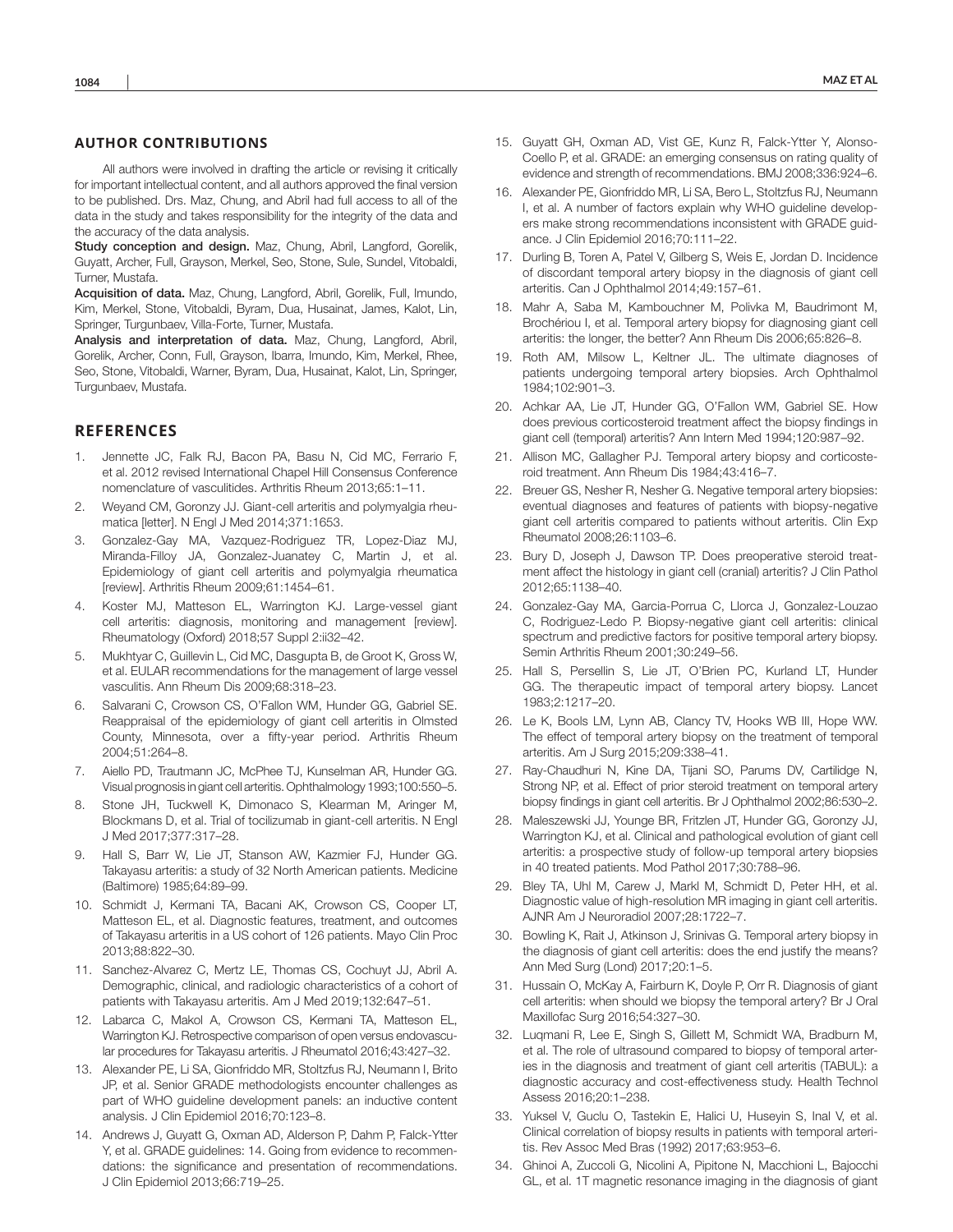## AUTHOR CONTRIBUTIONS

All authors were involved in drafting the article or revising it critically for important intellectual content, and all authors approved the final version to be published. Drs. Maz, Chung, and Abril had full access to all of the data in the study and takes responsibility for the integrity of the data and the accuracy of the data analysis.

**Study conception and design.** Maz, Chung, Abril, Langford, Gorelik, Guyatt, Archer, Full, Grayson, Merkel, Seo, Stone, Sule, Sundel, Vitobaldi, Turner, Mustafa.

**Acquisition of data.** Maz, Chung, Langford, Abril, Gorelik, Full, Imundo, Kim, Merkel, Stone, Vitobaldi, Byram, Dua, Husainat, James, Kalot, Lin, Springer, Turgunbaev, Villa-Forte, Turner, Mustafa.

**Analysis and interpretation of data.** Maz, Chung, Langford, Abril, Gorelik, Archer, Conn, Full, Grayson, Ibarra, Imundo, Kim, Merkel, Rhee, Seo, Stone, Vitobaldi, Warner, Byram, Dua, Husainat, Kalot, Lin, Springer, Turgunbaev, Mustafa.

## REFERENCES

1. Jennette JC, Falk RJ, Bacon PA, Basu N, Cid MC, Ferrario F, et al. 2012 revised International Chapel Hill Consensus Conference nomenclature of vasculitides. Arthritis Rheum 2013;65:1–11.
2. Weyand CM, Goronzy JJ. Giant-cell arteritis and polymyalgia rheumatica [letter]. N Engl J Med 2014;371:1653.
3. Gonzalez-Gay MA, Vazquez-Rodriguez TR, Lopez-Diaz MJ, Miranda-Filloy JA, Gonzalez-Juanatey C, Martin J, et al. Epidemiology of giant cell arteritis and polymyalgia rheumatica [review]. Arthritis Rheum 2009;61:1454–61.
4. Koster MJ, Matteson EL, Warrington KJ. Large-vessel giant cell arteritis: diagnosis, monitoring and management [review]. Rheumatology (Oxford) 2018;57 Suppl 2:ii32–42.
5. Mukhtyar C, Guillevin L, Cid MC, Dasgupta B, de Groot K, Gross W, et al. EULAR recommendations for the management of large vessel vasculitis. Ann Rheum Dis 2009;68:318–23.
6. Salvarani C, Crowson CS, O'Fallon WM, Hunder GG, Gabriel SE. Reappraisal of the epidemiology of giant cell arteritis in Olmsted County, Minnesota, over a fifty-year period. Arthritis Rheum 2004;51:264–8.
7. Aiello PD, Trautmann JC, McPhee TJ, Kunselman AR, Hunder GG. Visual prognosis in giant cell arteritis. Ophthalmology 1993;100:550–5.
8. Stone JH, Tuckwell K, Dimonaco S, Klearman M, Aringer M, Blockmans D, et al. Trial of tocilizumab in giant-cell arteritis. N Engl J Med 2017;377:317–28.
9. Hall S, Barr W, Lie JT, Stanson AW, Kazmier FJ, Hunder GG. Takayasu arteritis: a study of 32 North American patients. Medicine (Baltimore) 1985;64:89–99.
10. Schmidt J, Kermani TA, Bacani AK, Crowson CS, Cooper LT, Matteson EL, et al. Diagnostic features, treatment, and outcomes of Takayasu arteritis in a US cohort of 126 patients. Mayo Clin Proc 2013;88:822–30.
11. Sanchez-Alvarez C, Mertz LE, Thomas CS, Cochuyt JJ, Abril A. Demographic, clinical, and radiologic characteristics of a cohort of patients with Takayasu arteritis. Am J Med 2019;132:647–51.
12. Labarca C, Makol A, Crowson CS, Kermani TA, Matteson EL, Warrington KJ. Retrospective comparison of open versus endovascular procedures for Takayasu arteritis. J Rheumatol 2016;43:427–32.
13. Alexander PE, Li SA, Gionfriddo MR, Stoltzfus RJ, Neumann I, Brito JP, et al. Senior GRADE methodologists encounter challenges as part of WHO guideline development panels: an inductive content analysis. J Clin Epidemiol 2016;70:123–8.
14. Andrews J, Guyatt G, Oxman AD, Alderson P, Dahm P, Falck-Ytter Y, et al. GRADE guidelines: 14. Going from evidence to recommendations: the significance and presentation of recommendations. J Clin Epidemiol 2013;66:719–25.
15. Guyatt GH, Oxman AD, Vist GE, Kunz R, Falck-Ytter Y, Alonso-Coello P, et al. GRADE: an emerging consensus on rating quality of evidence and strength of recommendations. BMJ 2008;336:924–6.
16. Alexander PE, Gionfriddo MR, Li SA, Bero L, Stoltzfus RJ, Neumann I, et al. A number of factors explain why WHO guideline developers make strong recommendations inconsistent with GRADE guidance. J Clin Epidemiol 2016;70:111–22.
17. Durling B, Toren A, Patel V, Gilberg S, Weis E, Jordan D. Incidence of discordant temporal artery biopsy in the diagnosis of giant cell arteritis. Can J Ophthalmol 2014;49:157–61.
18. Mahr A, Saba M, Kambouchner M, Polivka M, Baudrimont M, Brochériou I, et al. Temporal artery biopsy for diagnosing giant cell arteritis: the longer, the better? Ann Rheum Dis 2006;65:826–8.
19. Roth AM, Milsow L, Keltner JL. The ultimate diagnoses of patients undergoing temporal artery biopsies. Arch Ophthalmol 1984;102:901–3.
20. Achkar AA, Lie JT, Hunder GG, O'Fallon WM, Gabriel SE. How does previous corticosteroid treatment affect the biopsy findings in giant cell (temporal) arteritis? Ann Intern Med 1994;120:987–92.
21. Allison MC, Gallagher PJ. Temporal artery biopsy and corticosteroid treatment. Ann Rheum Dis 1984;43:416–7.
22. Breuer GS, Nesher R, Nesher G. Negative temporal artery biopsies: eventual diagnoses and features of patients with biopsy-negative giant cell arteritis compared to patients without arteritis. Clin Exp Rheumatol 2008;26:1103–6.
23. Bury D, Joseph J, Dawson TP. Does preoperative steroid treatment affect the histology in giant cell (cranial) arteritis? J Clin Pathol 2012;65:1138–40.
24. Gonzalez-Gay MA, Garcia-Porrua C, Llorca J, Gonzalez-Louzao C, Rodriguez-Ledo P. Biopsy-negative giant cell arteritis: clinical spectrum and predictive factors for positive temporal artery biopsy. Semin Arthritis Rheum 2001;30:249–56.
25. Hall S, Persellin S, Lie JT, O'Brien PC, Kurland LT, Hunder GG. The therapeutic impact of temporal artery biopsy. Lancet 1983;2:1217–20.
26. Le K, Bools LM, Lynn AB, Clancy TV, Hooks WB III, Hope WW. The effect of temporal artery biopsy on the treatment of temporal arteritis. Am J Surg 2015;209:338–41.
27. Ray-Chaudhuri N, Kine DA, Tijani SO, Parums DV, Cartilidge N, Strong NP, et al. Effect of prior steroid treatment on temporal artery biopsy findings in giant cell arteritis. Br J Ophthalmol 2002;86:530–2.
28. Maleszewski JJ, Younge BR, Fritzlen JT, Hunder GG, Goronzy JJ, Warrington KJ, et al. Clinical and pathological evolution of giant cell arteritis: a prospective study of follow-up temporal artery biopsies in 40 treated patients. Mod Pathol 2017;30:788–96.
29. Bley TA, Uhl M, Carew J, Markl M, Schmidt D, Peter HH, et al. Diagnostic value of high-resolution MR imaging in giant cell arteritis. AJNR Am J Neuroradiol 2007;28:1722–7.
30. Bowling K, Rait J, Atkinson J, Srinivas G. Temporal artery biopsy in the diagnosis of giant cell arteritis: does the end justify the means? Ann Med Surg (Lond) 2017;20:1–5.
31. Hussain O, McKay A, Fairburn K, Doyle P, Orr R. Diagnosis of giant cell arteritis: when should we biopsy the temporal artery? Br J Oral Maxillofac Surg 2016;54:327–30.
32. Luqmani R, Lee E, Singh S, Gillett M, Schmidt WA, Bradburn M, et al. The role of ultrasound compared to biopsy of temporal arteries in the diagnosis and treatment of giant cell arteritis (TABUL): a diagnostic accuracy and cost-effectiveness study. Health Technol Assess 2016;20:1–238.
33. Yuksel V, Guclu O, Tastekin E, Halici U, Huseyin S, Inal V, et al. Clinical correlation of biopsy results in patients with temporal arteritis. Rev Assoc Med Bras (1992) 2017;63:953–6.
34. Ghinoi A, Zuccoli G, Nicolini A, Pipitone N, Macchioni L, Bajocchi GL, et al. 1T magnetic resonance imaging in the diagnosis of giant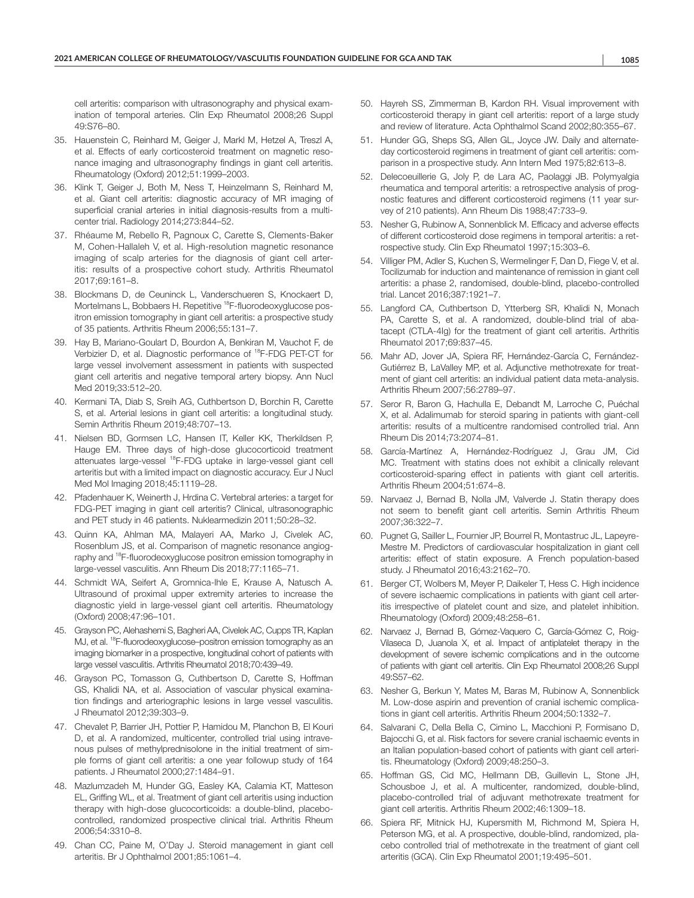cell arteritis: comparison with ultrasonography and physical examination of temporal arteries. Clin Exp Rheumatol 2008;26 Suppl 49:S76–80.

35. Hauenstein C, Reinhard M, Geiger J, Markl M, Hetzel A, Treszl A, et al. Effects of early corticosteroid treatment on magnetic resonance imaging and ultrasonography findings in giant cell arteritis. Rheumatology (Oxford) 2012;51:1999–2003.
36. Klink T, Geiger J, Both M, Ness T, Heinzelmann S, Reinhard M, et al. Giant cell arteritis: diagnostic accuracy of MR imaging of superficial cranial arteries in initial diagnosis-results from a multicenter trial. Radiology 2014;273:844–52.
37. Rhéaume M, Rebello R, Pagnoux C, Carette S, Clements-Baker M, Cohen-Hallaleh V, et al. High-resolution magnetic resonance imaging of scalp arteries for the diagnosis of giant cell arteritis: results of a prospective cohort study. Arthritis Rheumatol 2017;69:161–8.
38. Blockmans D, de Ceuninck L, Vanderschueren S, Knockaert D, Mortelmans L, Bobbaers H. Repetitive [18]F-fluorodeoxyglucose positron emission tomography in giant cell arteritis: a prospective study of 35 patients. Arthritis Rheum 2006;55:131–7.
39. Hay B, Mariano-Goulart D, Bourdon A, Benkiran M, Vauchot F, de Verbizier D, et al. Diagnostic performance of [18]F-FDG PET-CT for large vessel involvement assessment in patients with suspected giant cell arteritis and negative temporal artery biopsy. Ann Nucl Med 2019;33:512–20.
40. Kermani TA, Diab S, Sreih AG, Cuthbertson D, Borchin R, Carette S, et al. Arterial lesions in giant cell arteritis: a longitudinal study. Semin Arthritis Rheum 2019;48:707–13.
41. Nielsen BD, Gormsen LC, Hansen IT, Keller KK, Therkildsen P, Hauge EM. Three days of high-dose glucocorticoid treatment attenuates large-vessel [18]F-FDG uptake in large-vessel giant cell arteritis but with a limited impact on diagnostic accuracy. Eur J Nucl Med Mol Imaging 2018;45:1119–28.
42. Pfadenhauer K, Weinerth J, Hrdina C. Vertebral arteries: a target for FDG-PET imaging in giant cell arteritis? Clinical, ultrasonographic and PET study in 46 patients. Nuklearmedizin 2011;50:28–32.
43. Quinn KA, Ahlman MA, Malayeri AA, Marko J, Civelek AC, Rosenblum JS, et al. Comparison of magnetic resonance angiography and [18]F-fluorodeoxyglucose positron emission tomography in large-vessel vasculitis. Ann Rheum Dis 2018;77:1165–71.
44. Schmidt WA, Seifert A, Gromnica-Ihle E, Krause A, Natusch A. Ultrasound of proximal upper extremity arteries to increase the diagnostic yield in large-vessel giant cell arteritis. Rheumatology (Oxford) 2008;47:96–101.
45. Grayson PC, Alehashemi S, Bagheri AA, Civelek AC, Cupps TR, Kaplan MJ, et al. [18]F-fluorodeoxyglucose–positron emission tomography as an imaging biomarker in a prospective, longitudinal cohort of patients with large vessel vasculitis. Arthritis Rheumatol 2018;70:439–49.
46. Grayson PC, Tomasson G, Cuthbertson D, Carette S, Hoffman GS, Khalidi NA, et al. Association of vascular physical examination findings and arteriographic lesions in large vessel vasculitis. J Rheumatol 2012;39:303–9.
47. Chevalet P, Barrier JH, Pottier P, Hamidou M, Planchon B, El Kouri D, et al. A randomized, multicenter, controlled trial using intravenous pulses of methylprednisolone in the initial treatment of simple forms of giant cell arteritis: a one year followup study of 164 patients. J Rheumatol 2000;27:1484–91.
48. Mazlumzadeh M, Hunder GG, Easley KA, Calamia KT, Matteson EL, Griffing WL, et al. Treatment of giant cell arteritis using induction therapy with high-dose glucocorticoids: a double-blind, placebo-controlled, randomized prospective clinical trial. Arthritis Rheum 2006;54:3310–8.
49. Chan CC, Paine M, O'Day J. Steroid management in giant cell arteritis. Br J Ophthalmol 2001;85:1061–4.
50. Hayreh SS, Zimmerman B, Kardon RH. Visual improvement with corticosteroid therapy in giant cell arteritis: report of a large study and review of literature. Acta Ophthalmol Scand 2002;80:355–67.
51. Hunder GG, Sheps SG, Allen GL, Joyce JW. Daily and alternate-day corticosteroid regimens in treatment of giant cell arteritis: comparison in a prospective study. Ann Intern Med 1975;82:613–8.
52. Delecoeuillerie G, Joly P, de Lara AC, Paolaggi JB. Polymyalgia rheumatica and temporal arteritis: a retrospective analysis of prognostic features and different corticosteroid regimens (11 year survey of 210 patients). Ann Rheum Dis 1988;47:733–9.
53. Nesher G, Rubinow A, Sonnenblick M. Efficacy and adverse effects of different corticosteroid dose regimens in temporal arteritis: a retrospective study. Clin Exp Rheumatol 1997;15:303–6.
54. Villiger PM, Adler S, Kuchen S, Wermelinger F, Dan D, Fiege V, et al. Tocilizumab for induction and maintenance of remission in giant cell arteritis: a phase 2, randomised, double-blind, placebo-controlled trial. Lancet 2016;387:1921–7.
55. Langford CA, Cuthbertson D, Ytterberg SR, Khalidi N, Monach PA, Carette S, et al. A randomized, double-blind trial of abatacept (CTLA-4Ig) for the treatment of giant cell arteritis. Arthritis Rheumatol 2017;69:837–45.
56. Mahr AD, Jover JA, Spiera RF, Hernández-García C, Fernández-Gutiérrez B, LaValley MP, et al. Adjunctive methotrexate for treatment of giant cell arteritis: an individual patient data meta-analysis. Arthritis Rheum 2007;56:2789–97.
57. Seror R, Baron G, Hachulla E, Debandt M, Larroche C, Puéchal X, et al. Adalimumab for steroid sparing in patients with giant-cell arteritis: results of a multicentre randomised controlled trial. Ann Rheum Dis 2014;73:2074–81.
58. García-Martínez A, Hernández-Rodríguez J, Grau JM, Cid MC. Treatment with statins does not exhibit a clinically relevant corticosteroid-sparing effect in patients with giant cell arteritis. Arthritis Rheum 2004;51:674–8.
59. Narvaez J, Bernad B, Nolla JM, Valverde J. Statin therapy does not seem to benefit giant cell arteritis. Semin Arthritis Rheum 2007;36:322–7.
60. Pugnet G, Sailler L, Fournier JP, Bourrel R, Montastruc JL, Lapeyre-Mestre M. Predictors of cardiovascular hospitalization in giant cell arteritis: effect of statin exposure. A French population-based study. J Rheumatol 2016;43:2162–70.
61. Berger CT, Wolbers M, Meyer P, Daikeler T, Hess C. High incidence of severe ischaemic complications in patients with giant cell arteritis irrespective of platelet count and size, and platelet inhibition. Rheumatology (Oxford) 2009;48:258–61.
62. Narvaez J, Bernad B, Gómez-Vaquero C, García-Gómez C, Roig-Vilaseca D, Juanola X, et al. Impact of antiplatelet therapy in the development of severe ischemic complications and in the outcome of patients with giant cell arteritis. Clin Exp Rheumatol 2008;26 Suppl 49:S57–62.
63. Nesher G, Berkun Y, Mates M, Baras M, Rubinow A, Sonnenblick M. Low-dose aspirin and prevention of cranial ischemic complications in giant cell arteritis. Arthritis Rheum 2004;50:1332–7.
64. Salvarani C, Della Bella C, Cimino L, Macchioni P, Formisano D, Bajocchi G, et al. Risk factors for severe cranial ischaemic events in an Italian population-based cohort of patients with giant cell arteritis. Rheumatology (Oxford) 2009;48:250–3.
65. Hoffman GS, Cid MC, Hellmann DB, Guillevin L, Stone JH, Schousboe J, et al. A multicenter, randomized, double-blind, placebo-controlled trial of adjuvant methotrexate treatment for giant cell arteritis. Arthritis Rheum 2002;46:1309–18.
66. Spiera RF, Mitnick HJ, Kupersmith M, Richmond M, Spiera H, Peterson MG, et al. A prospective, double-blind, randomized, placebo controlled trial of methotrexate in the treatment of giant cell arteritis (GCA). Clin Exp Rheumatol 2001;19:495–501.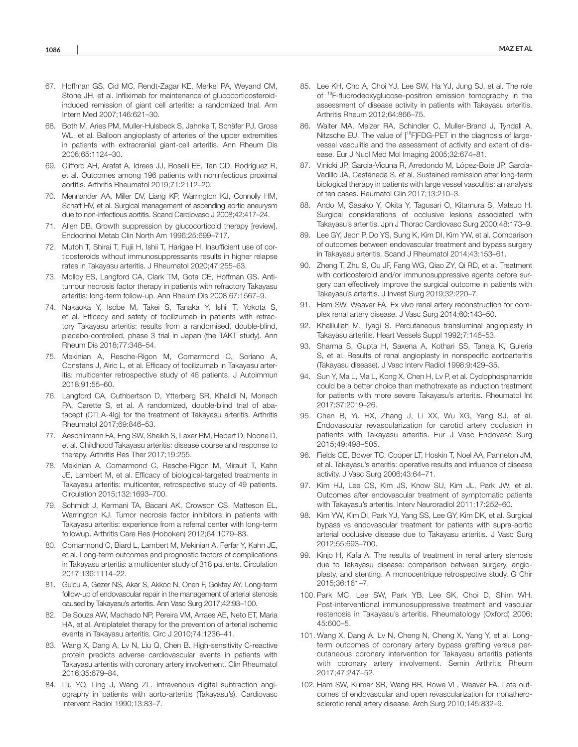67. Hoffman GS, Cid MC, Rendt-Zagar KE, Merkel PA, Weyand CM, Stone JH, et al. Infliximab for maintenance of glucocorticosteroid-induced remission of giant cell arteritis: a randomized trial. Ann Intern Med 2007;146:621–30.
68. Both M, Aries PM, Muller-Hulsbeck S, Jahnke T, Schäfer PJ, Gross WL, et al. Balloon angioplasty of arteries of the upper extremities in patients with extracranial giant-cell arteritis. Ann Rheum Dis 2006;65:1124–30.
69. Clifford AH, Arafat A, Idrees JJ, Roselli EE, Tan CD, Rodriguez R, et al. Outcomes among 196 patients with noninfectious proximal aortitis. Arthritis Rheumatol 2019;71:2112–20.
70. Mennander AA, Miller DV, Liang KP, Warrington KJ, Connolly HM, Schaff HV, et al. Surgical management of ascending aortic aneurysm due to non-infectious aortitis. Scand Cardiovasc J 2008;42:417–24.
71. Allen DB. Growth suppression by glucocorticoid therapy [review]. Endocrinol Metab Clin North Am 1996;25:699–717.
72. Mutoh T, Shirai T, Fujii H, Ishii T, Harigae H. Insufficient use of corticosteroids without immunosuppressants results in higher relapse rates in Takayasu arteritis. J Rheumatol 2020;47:255–63.
73. Molloy ES, Langford CA, Clark TM, Gota CE, Hoffman GS. Anti-tumour necrosis factor therapy in patients with refractory Takayasu arteritis: long-term follow-up. Ann Rheum Dis 2008;67:1567–9.
74. Nakaoka Y, Isobe M, Takei S, Tanaka Y, Ishii T, Yokota S, et al. Efficacy and safety of tocilizumab in patients with refractory Takayasu arteritis: results from a randomised, double-blind, placebo-controlled, phase 3 trial in Japan (the TAKT study). Ann Rheum Dis 2018;77:348–54.
75. Mekinian A, Resche-Rigon M, Comarmond C, Soriano A, Constans J, Alric L, et al. Efficacy of tocilizumab in Takayasu arteritis: multicenter retrospective study of 46 patients. J Autoimmun 2018;91:55–60.
76. Langford CA, Cuthbertson D, Ytterberg SR, Khalidi N, Monach PA, Carette S, et al. A randomized, double-blind trial of abatacept (CTLA-4Ig) for the treatment of Takayasu arteritis. Arthritis Rheumatol 2017;69:846–53.
77. Aeschlimann FA, Eng SW, Sheikh S, Laxer RM, Hebert D, Noone D, et al. Childhood Takayasu arteritis: disease course and response to therapy. Arthritis Res Ther 2017;19:255.
78. Mekinian A, Comarmond C, Resche-Rigon M, Mirault T, Kahn JE, Lambert M, et al. Efficacy of biological-targeted treatments in Takayasu arteritis: multicenter, retrospective study of 49 patients. Circulation 2015;132:1693–700.
79. Schmidt J, Kermani TA, Bacani AK, Crowson CS, Matteson EL, Warrington KJ. Tumor necrosis factor inhibitors in patients with Takayasu arteritis: experience from a referral center with long-term followup. Arthritis Care Res (Hoboken) 2012;64:1079–83.
80. Comarmond C, Biard L, Lambert M, Mekinian A, Ferfar Y, Kahn JE, et al. Long-term outcomes and prognostic factors of complications in Takayasu arteritis: a multicenter study of 318 patients. Circulation 2017;136:1114–22.
81. Gulcu A, Gezer NS, Akar S, Akkoc N, Onen F, Goktay AY. Long-term follow-up of endovascular repair in the management of arterial stenosis caused by Takayasu's arteritis. Ann Vasc Surg 2017;42:93–100.
82. De Souza AW, Machado NP, Pereira VM, Arraes AE, Neto ET, Maria HA, et al. Antiplatelet therapy for the prevention of arterial ischemic events in Takayasu arteritis. Circ J 2010;74:1236–41.
83. Wang X, Dang A, Lv N, Liu Q, Chen B. High-sensitivity C-reactive protein predicts adverse cardiovascular events in patients with Takayasu arteritis with coronary artery involvement. Clin Rheumatol 2016;35:679–84.
84. Liu YQ, Ling J, Wang ZL. Intravenous digital subtraction angiography in patients with aorto-arteritis (Takayasu's). Cardiovasc Intervent Radiol 1990;13:83–7.
85. Lee KH, Cho A, Choi YJ, Lee SW, Ha YJ, Jung SJ, et al. The role of $^{18}$F-fluorodeoxyglucose–positron emission tomography in the assessment of disease activity in patients with Takayasu arteritis. Arthritis Rheum 2012;64:866–75.
86. Walter MA, Melzer RA, Schindler C, Muller-Brand J, Tyndall A, Nitzsche EU. The value of [$^{18}$F]FDG-PET in the diagnosis of large-vessel vasculitis and the assessment of activity and extent of disease. Eur J Nucl Med Mol Imaging 2005;32:674–81.
87. Vinicki JP, Garcia-Vicuna R, Arredondo M, López-Bote JP, García-Vadillo JA, Castaneda S, et al. Sustained remission after long-term biological therapy in patients with large vessel vasculitis: an analysis of ten cases. Reumatol Clin 2017;13:210–3.
88. Ando M, Sasako Y, Okita Y, Tagusari O, Kitamura S, Matsuo H. Surgical considerations of occlusive lesions associated with Takayasu's arteritis. Jpn J Thorac Cardiovasc Surg 2000;48:173–9.
89. Lee GY, Jeon P, Do YS, Sung K, Kim DI, Kim YW, et al. Comparison of outcomes between endovascular treatment and bypass surgery in Takayasu arteritis. Scand J Rheumatol 2014;43:153–61.
90. Zheng T, Zhu S, Ou JF, Fang WG, Qiao ZY, Qi RD, et al. Treatment with corticosteroid and/or immunosuppressive agents before surgery can effectively improve the surgical outcome in patients with Takayasu's arteritis. J Invest Surg 2019;32:220–7.
91. Ham SW, Weaver FA. Ex vivo renal artery reconstruction for complex renal artery disease. J Vasc Surg 2014;60:143–50.
92. Khalilullah M, Tyagi S. Percutaneous transluminal angioplasty in Takayasu arteritis. Heart Vessels Suppl 1992;7:146–53.
93. Sharma S, Gupta H, Saxena A, Kothari SS, Taneja K, Guleria S, et al. Results of renal angioplasty in nonspecific aortoarteritis (Takayasu disease). J Vasc Interv Radiol 1998;9:429–35.
94. Sun Y, Ma L, Ma L, Kong X, Chen H, Lv P, et al. Cyclophosphamide could be a better choice than methotrexate as induction treatment for patients with more severe Takayasu's arteritis. Rheumatol Int 2017;37:2019–26.
95. Chen B, Yu HX, Zhang J, Li XX, Wu XG, Yang SJ, et al. Endovascular revascularization for carotid artery occlusion in patients with Takayasu arteritis. Eur J Vasc Endovasc Surg 2015;49:498–505.
96. Fields CE, Bower TC, Cooper LT, Hoskin T, Noel AA, Panneton JM, et al. Takayasu's arteritis: operative results and influence of disease activity. J Vasc Surg 2006;43:64–71.
97. Kim HJ, Lee CS, Kim JS, Know SU, Kim JL, Park JW, et al. Outcomes after endovascular treatment of symptomatic patients with Takayasu's arteritis. Interv Neuroradiol 2011;17:252–60.
98. Kim YW, Kim DI, Park YJ, Yang SS, Lee GY, Kim DK, et al. Surgical bypass vs endovascular treatment for patients with supra-aortic arterial occlusive disease due to Takayasu arteritis. J Vasc Surg 2012;55:693–700.
99. Kinjo H, Kafa A. The results of treatment in renal artery stenosis due to Takayasu disease: comparison between surgery, angioplasty, and stenting. A monocentrique retrospective study. G Chir 2015;36:161–7.
100. Park MC, Lee SW, Park YB, Lee SK, Choi D, Shim WH. Post-interventional immunosuppressive treatment and vascular restenosis in Takayasu's arteritis. Rheumatology (Oxford) 2006;45:600–5.
101. Wang X, Dang A, Lv N, Cheng N, Cheng X, Yang Y, et al. Long-term outcomes of coronary artery bypass grafting versus percutaneous coronary intervention for Takayasu arteritis patients with coronary artery involvement. Semin Arthritis Rheum 2017;47:247–52.
102. Ham SW, Kumar SR, Wang BR, Rowe VL, Weaver FA. Late outcomes of endovascular and open revascularization for nonatherosclerotic renal artery disease. Arch Surg 2010;145:832–9.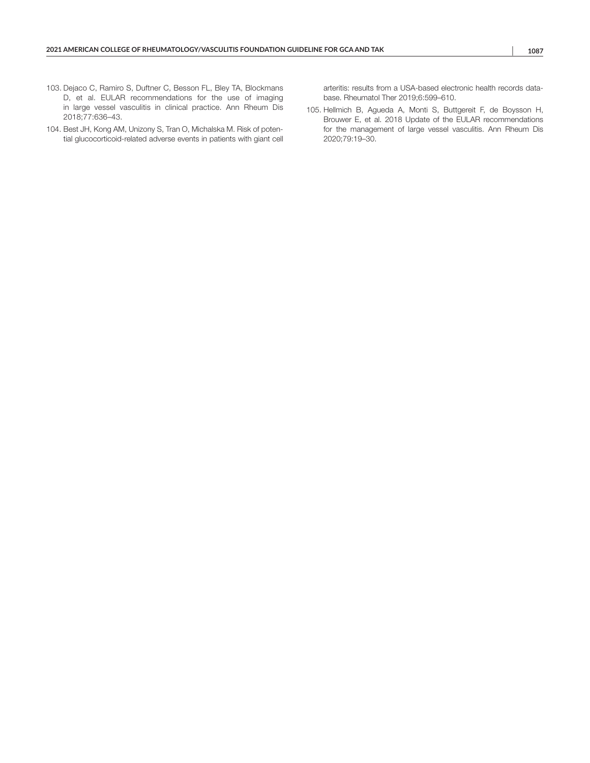103. Dejaco C, Ramiro S, Duftner C, Besson FL, Bley TA, Blockmans D, et al. EULAR recommendations for the use of imaging in large vessel vasculitis in clinical practice. Ann Rheum Dis 2018;77:636–43.

104. Best JH, Kong AM, Unizony S, Tran O, Michalska M. Risk of potential glucocorticoid-related adverse events in patients with giant cell arteritis: results from a USA-based electronic health records database. Rheumatol Ther 2019;6:599–610.

105. Hellmich B, Agueda A, Monti S, Buttgereit F, de Boysson H, Brouwer E, et al. 2018 Update of the EULAR recommendations for the management of large vessel vasculitis. Ann Rheum Dis 2020;79:19–30.